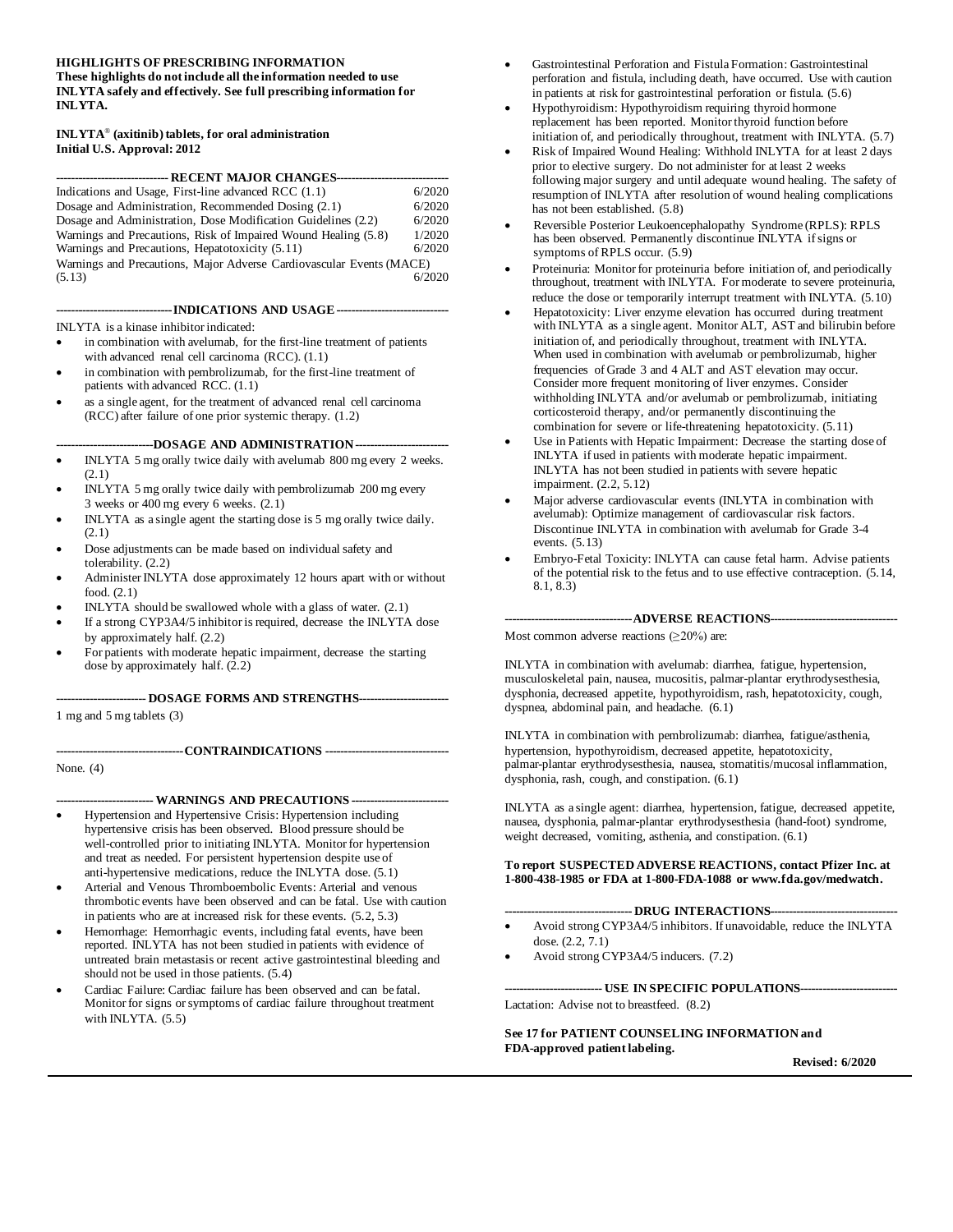**HIGHLIGHTS OF PRESCRIBING INFORMATION**
**These highlights do not include all the information needed to use INLYTA safely and effectively. See full prescribing information for INLYTA.**

**INLYTA® (axitinib) tablets, for oral administration**
**Initial U.S. Approval: 2012**

## RECENT MAJOR CHANGES

| | |
|---|---|
| Indications and Usage, First-line advanced RCC (1.1) | 6/2020 |
| Dosage and Administration, Recommended Dosing (2.1) | 6/2020 |
| Dosage and Administration, Dose Modification Guidelines (2.2) | 6/2020 |
| Warnings and Precautions, Risk of Impaired Wound Healing (5.8) | 1/2020 |
| Warnings and Precautions, Hepatotoxicity (5.11) | 6/2020 |
| Warnings and Precautions, Major Adverse Cardiovascular Events (MACE) (5.13) | 6/2020 |

## INDICATIONS AND USAGE

INLYTA is a kinase inhibitor indicated:

- in combination with avelumab, for the first-line treatment of patients with advanced renal cell carcinoma (RCC). (1.1)
- in combination with pembrolizumab, for the first-line treatment of patients with advanced RCC. (1.1)
- as a single agent, for the treatment of advanced renal cell carcinoma (RCC) after failure of one prior systemic therapy. (1.2)

## DOSAGE AND ADMINISTRATION

- INLYTA 5 mg orally twice daily with avelumab 800 mg every 2 weeks. (2.1)
- INLYTA 5 mg orally twice daily with pembrolizumab 200 mg every 3 weeks or 400 mg every 6 weeks. (2.1)
- INLYTA as a single agent the starting dose is 5 mg orally twice daily. (2.1)
- Dose adjustments can be made based on individual safety and tolerability. (2.2)
- Administer INLYTA dose approximately 12 hours apart with or without food. (2.1)
- INLYTA should be swallowed whole with a glass of water. (2.1)
- If a strong CYP3A4/5 inhibitor is required, decrease the INLYTA dose by approximately half. (2.2)
- For patients with moderate hepatic impairment, decrease the starting dose by approximately half. (2.2)

## DOSAGE FORMS AND STRENGTHS

1 mg and 5 mg tablets (3)

## CONTRAINDICATIONS

None. (4)

## WARNINGS AND PRECAUTIONS

- Hypertension and Hypertensive Crisis: Hypertension including hypertensive crisis has been observed. Blood pressure should be well-controlled prior to initiating INLYTA. Monitor for hypertension and treat as needed. For persistent hypertension despite use of anti-hypertensive medications, reduce the INLYTA dose. (5.1)
- Arterial and Venous Thromboembolic Events: Arterial and venous thrombotic events have been observed and can be fatal. Use with caution in patients who are at increased risk for these events. (5.2, 5.3)
- Hemorrhage: Hemorrhagic events, including fatal events, have been reported. INLYTA has not been studied in patients with evidence of untreated brain metastasis or recent active gastrointestinal bleeding and should not be used in those patients. (5.4)
- Cardiac Failure: Cardiac failure has been observed and can be fatal. Monitor for signs or symptoms of cardiac failure throughout treatment with INLYTA. (5.5)
- Gastrointestinal Perforation and Fistula Formation: Gastrointestinal perforation and fistula, including death, have occurred. Use with caution in patients at risk for gastrointestinal perforation or fistula. (5.6)
- Hypothyroidism: Hypothyroidism requiring thyroid hormone replacement has been reported. Monitor thyroid function before initiation of, and periodically throughout, treatment with INLYTA. (5.7)
- Risk of Impaired Wound Healing: Withhold INLYTA for at least 2 days prior to elective surgery. Do not administer for at least 2 weeks following major surgery and until adequate wound healing. The safety of resumption of INLYTA after resolution of wound healing complications has not been established. (5.8)
- Reversible Posterior Leukoencephalopathy Syndrome (RPLS): RPLS has been observed. Permanently discontinue INLYTA if signs or symptoms of RPLS occur. (5.9)
- Proteinuria: Monitor for proteinuria before initiation of, and periodically throughout, treatment with INLYTA. For moderate to severe proteinuria, reduce the dose or temporarily interrupt treatment with INLYTA. (5.10)
- Hepatotoxicity: Liver enzyme elevation has occurred during treatment with INLYTA as a single agent. Monitor ALT, AST and bilirubin before initiation of, and periodically throughout, treatment with INLYTA. When used in combination with avelumab or pembrolizumab, higher frequencies of Grade 3 and 4 ALT and AST elevation may occur. Consider more frequent monitoring of liver enzymes. Consider withholding INLYTA and/or avelumab or pembrolizumab, initiating corticosteroid therapy, and/or permanently discontinuing the combination for severe or life-threatening hepatotoxicity. (5.11)
- Use in Patients with Hepatic Impairment: Decrease the starting dose of INLYTA if used in patients with moderate hepatic impairment. INLYTA has not been studied in patients with severe hepatic impairment. (2.2, 5.12)
- Major adverse cardiovascular events (INLYTA in combination with avelumab): Optimize management of cardiovascular risk factors. Discontinue INLYTA in combination with avelumab for Grade 3-4 events. (5.13)
- Embryo-Fetal Toxicity: INLYTA can cause fetal harm. Advise patients of the potential risk to the fetus and to use effective contraception. (5.14, 8.1, 8.3)

## ADVERSE REACTIONS

Most common adverse reactions (≥20%) are:

INLYTA in combination with avelumab: diarrhea, fatigue, hypertension, musculoskeletal pain, nausea, mucositis, palmar-plantar erythrodysesthesia, dysphonia, decreased appetite, hypothyroidism, rash, hepatotoxicity, cough, dyspnea, abdominal pain, and headache. (6.1)

INLYTA in combination with pembrolizumab: diarrhea, fatigue/asthenia, hypertension, hypothyroidism, decreased appetite, hepatotoxicity, palmar-plantar erythrodysesthesia, nausea, stomatitis/mucosal inflammation, dysphonia, rash, cough, and constipation. (6.1)

INLYTA as a single agent: diarrhea, hypertension, fatigue, decreased appetite, nausea, dysphonia, palmar-plantar erythrodysesthesia (hand-foot) syndrome, weight decreased, vomiting, asthenia, and constipation. (6.1)

**To report SUSPECTED ADVERSE REACTIONS, contact Pfizer Inc. at 1-800-438-1985 or FDA at 1-800-FDA-1088 or www.fda.gov/medwatch.**

## DRUG INTERACTIONS

- Avoid strong CYP3A4/5 inhibitors. If unavoidable, reduce the INLYTA dose. (2.2, 7.1)
- Avoid strong CYP3A4/5 inducers. (7.2)

## USE IN SPECIFIC POPULATIONS

Lactation: Advise not to breastfeed. (8.2)

**See 17 for PATIENT COUNSELING INFORMATION and FDA-approved patient labeling.**

**Revised: 6/2020**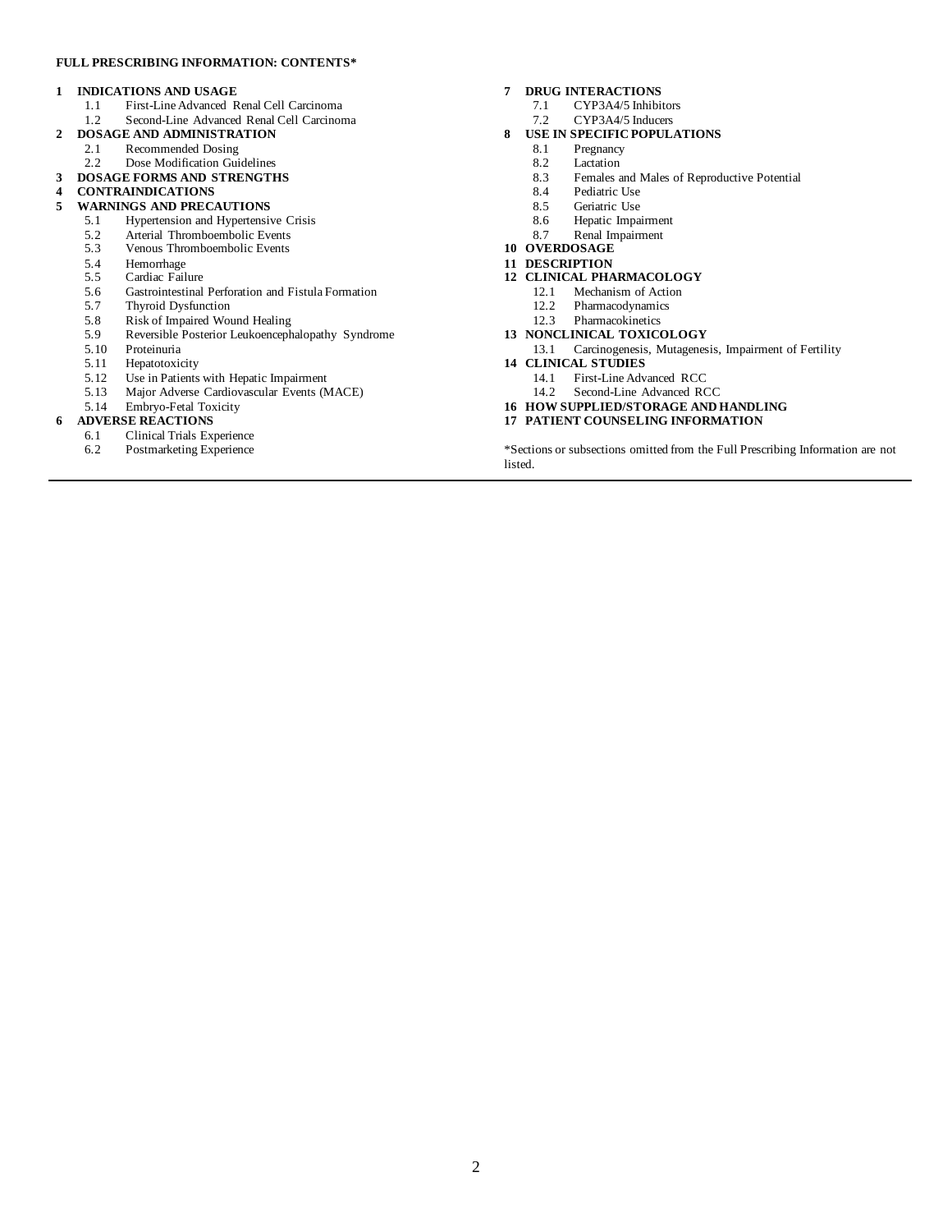**FULL PRESCRIBING INFORMATION: CONTENTS***

**1 INDICATIONS AND USAGE**
- 1.1 First-Line Advanced Renal Cell Carcinoma
- 1.2 Second-Line Advanced Renal Cell Carcinoma

**2 DOSAGE AND ADMINISTRATION**
- 2.1 Recommended Dosing
- 2.2 Dose Modification Guidelines

**3 DOSAGE FORMS AND STRENGTHS**

**4 CONTRAINDICATIONS**

**5 WARNINGS AND PRECAUTIONS**
- 5.1 Hypertension and Hypertensive Crisis
- 5.2 Arterial Thromboembolic Events
- 5.3 Venous Thromboembolic Events
- 5.4 Hemorrhage
- 5.5 Cardiac Failure
- 5.6 Gastrointestinal Perforation and Fistula Formation
- 5.7 Thyroid Dysfunction
- 5.8 Risk of Impaired Wound Healing
- 5.9 Reversible Posterior Leukoencephalopathy Syndrome
- 5.10 Proteinuria
- 5.11 Hepatotoxicity
- 5.12 Use in Patients with Hepatic Impairment
- 5.13 Major Adverse Cardiovascular Events (MACE)
- 5.14 Embryo-Fetal Toxicity

**6 ADVERSE REACTIONS**
- 6.1 Clinical Trials Experience
- 6.2 Postmarketing Experience

**7 DRUG INTERACTIONS**
- 7.1 CYP3A4/5 Inhibitors
- 7.2 CYP3A4/5 Inducers

**8 USE IN SPECIFIC POPULATIONS**
- 8.1 Pregnancy
- 8.2 Lactation
- 8.3 Females and Males of Reproductive Potential
- 8.4 Pediatric Use
- 8.5 Geriatric Use
- 8.6 Hepatic Impairment
- 8.7 Renal Impairment

**10 OVERDOSAGE**

**11 DESCRIPTION**

**12 CLINICAL PHARMACOLOGY**
- 12.1 Mechanism of Action
- 12.2 Pharmacodynamics
- 12.3 Pharmacokinetics

**13 NONCLINICAL TOXICOLOGY**
- 13.1 Carcinogenesis, Mutagenesis, Impairment of Fertility

**14 CLINICAL STUDIES**
- 14.1 First-Line Advanced RCC
- 14.2 Second-Line Advanced RCC

**16 HOW SUPPLIED/STORAGE AND HANDLING**

**17 PATIENT COUNSELING INFORMATION**

*Sections or subsections omitted from the Full Prescribing Information are not listed.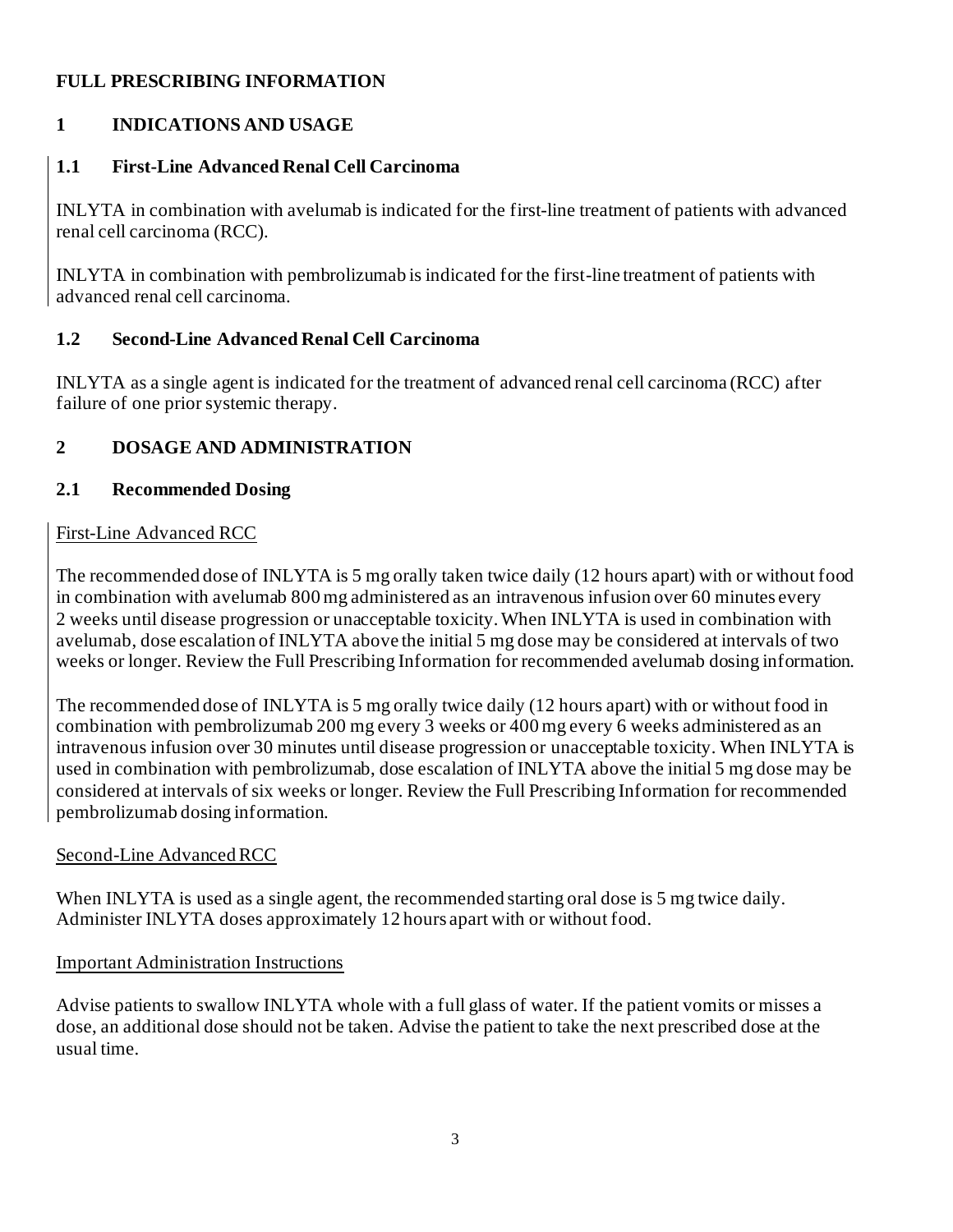# FULL PRESCRIBING INFORMATION

## 1 INDICATIONS AND USAGE

### 1.1 First-Line Advanced Renal Cell Carcinoma

INLYTA in combination with avelumab is indicated for the first-line treatment of patients with advanced renal cell carcinoma (RCC).

INLYTA in combination with pembrolizumab is indicated for the first-line treatment of patients with advanced renal cell carcinoma.

### 1.2 Second-Line Advanced Renal Cell Carcinoma

INLYTA as a single agent is indicated for the treatment of advanced renal cell carcinoma (RCC) after failure of one prior systemic therapy.

## 2 DOSAGE AND ADMINISTRATION

### 2.1 Recommended Dosing

First-Line Advanced RCC

The recommended dose of INLYTA is 5 mg orally taken twice daily (12 hours apart) with or without food in combination with avelumab 800 mg administered as an intravenous infusion over 60 minutes every 2 weeks until disease progression or unacceptable toxicity. When INLYTA is used in combination with avelumab, dose escalation of INLYTA above the initial 5 mg dose may be considered at intervals of two weeks or longer. Review the Full Prescribing Information for recommended avelumab dosing information.

The recommended dose of INLYTA is 5 mg orally twice daily (12 hours apart) with or without food in combination with pembrolizumab 200 mg every 3 weeks or 400 mg every 6 weeks administered as an intravenous infusion over 30 minutes until disease progression or unacceptable toxicity. When INLYTA is used in combination with pembrolizumab, dose escalation of INLYTA above the initial 5 mg dose may be considered at intervals of six weeks or longer. Review the Full Prescribing Information for recommended pembrolizumab dosing information.

Second-Line Advanced RCC

When INLYTA is used as a single agent, the recommended starting oral dose is 5 mg twice daily. Administer INLYTA doses approximately 12 hours apart with or without food.

Important Administration Instructions

Advise patients to swallow INLYTA whole with a full glass of water. If the patient vomits or misses a dose, an additional dose should not be taken. Advise the patient to take the next prescribed dose at the usual time.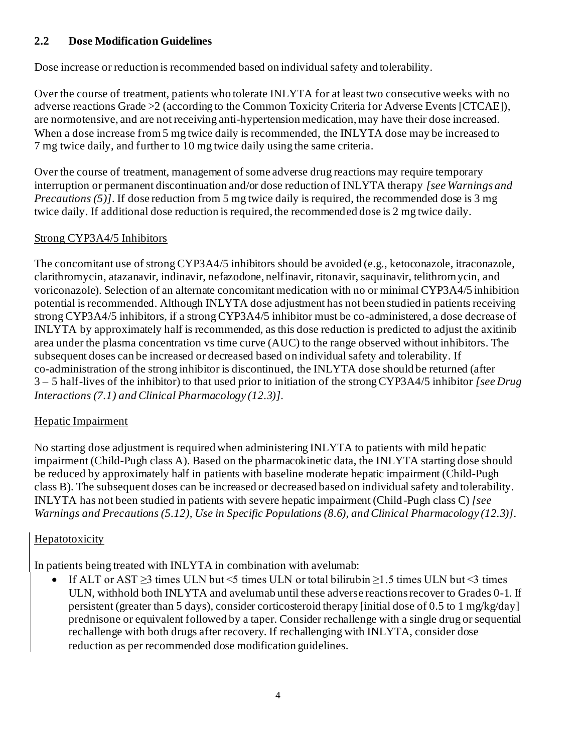### 2.2 Dose Modification Guidelines

Dose increase or reduction is recommended based on individual safety and tolerability.

Over the course of treatment, patients who tolerate INLYTA for at least two consecutive weeks with no adverse reactions Grade >2 (according to the Common Toxicity Criteria for Adverse Events [CTCAE]), are normotensive, and are not receiving anti-hypertension medication, may have their dose increased. When a dose increase from 5 mg twice daily is recommended, the INLYTA dose may be increased to 7 mg twice daily, and further to 10 mg twice daily using the same criteria.

Over the course of treatment, management of some adverse drug reactions may require temporary interruption or permanent discontinuation and/or dose reduction of INLYTA therapy *[see Warnings and Precautions (5)]*. If dose reduction from 5 mg twice daily is required, the recommended dose is 3 mg twice daily. If additional dose reduction is required, the recommended dose is 2 mg twice daily.

Strong CYP3A4/5 Inhibitors

The concomitant use of strong CYP3A4/5 inhibitors should be avoided (e.g., ketoconazole, itraconazole, clarithromycin, atazanavir, indinavir, nefazodone, nelfinavir, ritonavir, saquinavir, telithromycin, and voriconazole). Selection of an alternate concomitant medication with no or minimal CYP3A4/5 inhibition potential is recommended. Although INLYTA dose adjustment has not been studied in patients receiving strong CYP3A4/5 inhibitors, if a strong CYP3A4/5 inhibitor must be co-administered, a dose decrease of INLYTA by approximately half is recommended, as this dose reduction is predicted to adjust the axitinib area under the plasma concentration vs time curve (AUC) to the range observed without inhibitors. The subsequent doses can be increased or decreased based on individual safety and tolerability. If co-administration of the strong inhibitor is discontinued, the INLYTA dose should be returned (after 3 – 5 half-lives of the inhibitor) to that used prior to initiation of the strong CYP3A4/5 inhibitor *[see Drug Interactions (7.1) and Clinical Pharmacology (12.3)]*.

Hepatic Impairment

No starting dose adjustment is required when administering INLYTA to patients with mild hepatic impairment (Child-Pugh class A). Based on the pharmacokinetic data, the INLYTA starting dose should be reduced by approximately half in patients with baseline moderate hepatic impairment (Child-Pugh class B). The subsequent doses can be increased or decreased based on individual safety and tolerability. INLYTA has not been studied in patients with severe hepatic impairment (Child-Pugh class C) *[see Warnings and Precautions (5.12), Use in Specific Populations (8.6), and Clinical Pharmacology (12.3)]*.

Hepatotoxicity

In patients being treated with INLYTA in combination with avelumab:

- If ALT or AST ≥3 times ULN but <5 times ULN or total bilirubin ≥1.5 times ULN but <3 times ULN, withhold both INLYTA and avelumab until these adverse reactions recover to Grades 0-1. If persistent (greater than 5 days), consider corticosteroid therapy [initial dose of 0.5 to 1 mg/kg/day] prednisone or equivalent followed by a taper. Consider rechallenge with a single drug or sequential rechallenge with both drugs after recovery. If rechallenging with INLYTA, consider dose reduction as per recommended dose modification guidelines.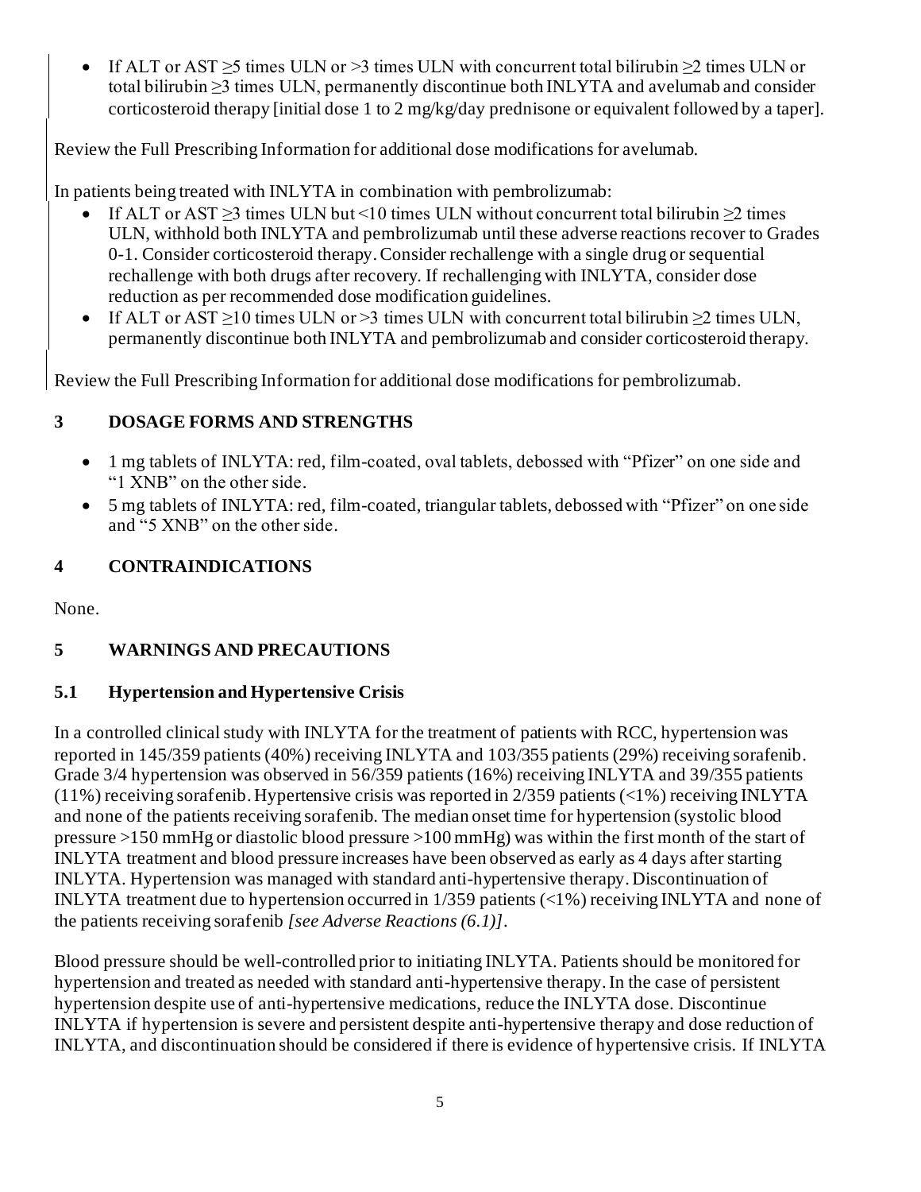- If ALT or AST ≥5 times ULN or >3 times ULN with concurrent total bilirubin ≥2 times ULN or total bilirubin ≥3 times ULN, permanently discontinue both INLYTA and avelumab and consider corticosteroid therapy [initial dose 1 to 2 mg/kg/day prednisone or equivalent followed by a taper].

Review the Full Prescribing Information for additional dose modifications for avelumab.

In patients being treated with INLYTA in combination with pembrolizumab:

- If ALT or AST ≥3 times ULN but <10 times ULN without concurrent total bilirubin ≥2 times ULN, withhold both INLYTA and pembrolizumab until these adverse reactions recover to Grades 0-1. Consider corticosteroid therapy. Consider rechallenge with a single drug or sequential rechallenge with both drugs after recovery. If rechallenging with INLYTA, consider dose reduction as per recommended dose modification guidelines.
- If ALT or AST ≥10 times ULN or >3 times ULN with concurrent total bilirubin ≥2 times ULN, permanently discontinue both INLYTA and pembrolizumab and consider corticosteroid therapy.

Review the Full Prescribing Information for additional dose modifications for pembrolizumab.

## 3 DOSAGE FORMS AND STRENGTHS

- 1 mg tablets of INLYTA: red, film-coated, oval tablets, debossed with "Pfizer" on one side and "1 XNB" on the other side.
- 5 mg tablets of INLYTA: red, film-coated, triangular tablets, debossed with "Pfizer" on one side and "5 XNB" on the other side.

## 4 CONTRAINDICATIONS

None.

## 5 WARNINGS AND PRECAUTIONS

### 5.1 Hypertension and Hypertensive Crisis

In a controlled clinical study with INLYTA for the treatment of patients with RCC, hypertension was reported in 145/359 patients (40%) receiving INLYTA and 103/355 patients (29%) receiving sorafenib. Grade 3/4 hypertension was observed in 56/359 patients (16%) receiving INLYTA and 39/355 patients (11%) receiving sorafenib. Hypertensive crisis was reported in 2/359 patients (<1%) receiving INLYTA and none of the patients receiving sorafenib. The median onset time for hypertension (systolic blood pressure >150 mmHg or diastolic blood pressure >100 mmHg) was within the first month of the start of INLYTA treatment and blood pressure increases have been observed as early as 4 days after starting INLYTA. Hypertension was managed with standard anti-hypertensive therapy. Discontinuation of INLYTA treatment due to hypertension occurred in 1/359 patients (<1%) receiving INLYTA and none of the patients receiving sorafenib *[see Adverse Reactions (6.1)]*.

Blood pressure should be well-controlled prior to initiating INLYTA. Patients should be monitored for hypertension and treated as needed with standard anti-hypertensive therapy. In the case of persistent hypertension despite use of anti-hypertensive medications, reduce the INLYTA dose. Discontinue INLYTA if hypertension is severe and persistent despite anti-hypertensive therapy and dose reduction of INLYTA, and discontinuation should be considered if there is evidence of hypertensive crisis. If INLYTA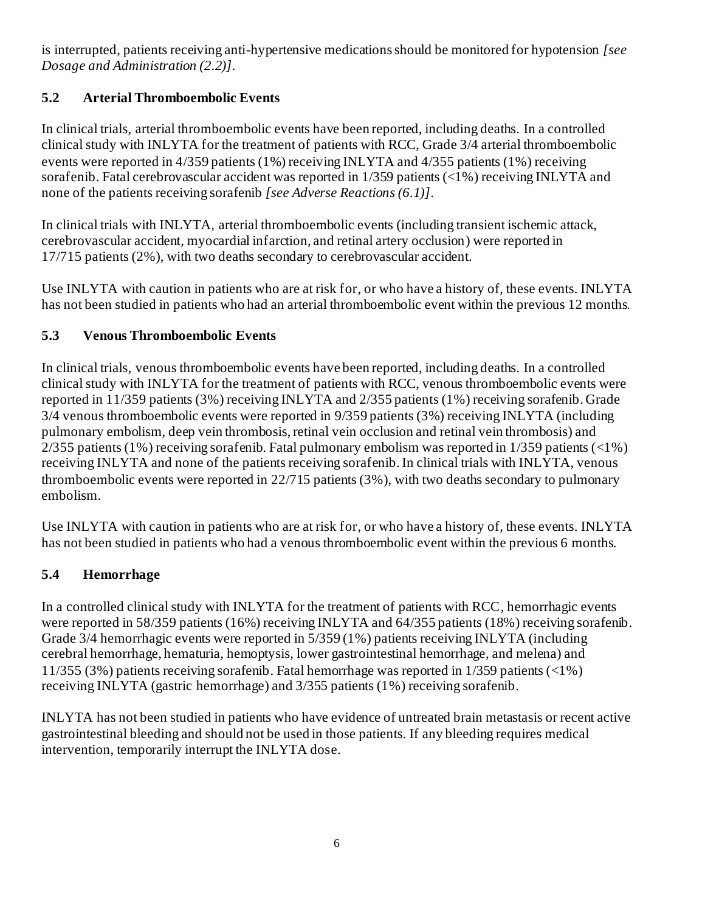is interrupted, patients receiving anti-hypertensive medications should be monitored for hypotension *[see Dosage and Administration (2.2)]*.

### 5.2 Arterial Thromboembolic Events

In clinical trials, arterial thromboembolic events have been reported, including deaths. In a controlled clinical study with INLYTA for the treatment of patients with RCC, Grade 3/4 arterial thromboembolic events were reported in 4/359 patients (1%) receiving INLYTA and 4/355 patients (1%) receiving sorafenib. Fatal cerebrovascular accident was reported in 1/359 patients (<1%) receiving INLYTA and none of the patients receiving sorafenib *[see Adverse Reactions (6.1)]*.

In clinical trials with INLYTA, arterial thromboembolic events (including transient ischemic attack, cerebrovascular accident, myocardial infarction, and retinal artery occlusion) were reported in 17/715 patients (2%), with two deaths secondary to cerebrovascular accident.

Use INLYTA with caution in patients who are at risk for, or who have a history of, these events. INLYTA has not been studied in patients who had an arterial thromboembolic event within the previous 12 months.

### 5.3 Venous Thromboembolic Events

In clinical trials, venous thromboembolic events have been reported, including deaths. In a controlled clinical study with INLYTA for the treatment of patients with RCC, venous thromboembolic events were reported in 11/359 patients (3%) receiving INLYTA and 2/355 patients (1%) receiving sorafenib. Grade 3/4 venous thromboembolic events were reported in 9/359 patients (3%) receiving INLYTA (including pulmonary embolism, deep vein thrombosis, retinal vein occlusion and retinal vein thrombosis) and 2/355 patients (1%) receiving sorafenib. Fatal pulmonary embolism was reported in 1/359 patients (<1%) receiving INLYTA and none of the patients receiving sorafenib. In clinical trials with INLYTA, venous thromboembolic events were reported in 22/715 patients (3%), with two deaths secondary to pulmonary embolism.

Use INLYTA with caution in patients who are at risk for, or who have a history of, these events. INLYTA has not been studied in patients who had a venous thromboembolic event within the previous 6 months.

### 5.4 Hemorrhage

In a controlled clinical study with INLYTA for the treatment of patients with RCC, hemorrhagic events were reported in 58/359 patients (16%) receiving INLYTA and 64/355 patients (18%) receiving sorafenib. Grade 3/4 hemorrhagic events were reported in 5/359 (1%) patients receiving INLYTA (including cerebral hemorrhage, hematuria, hemoptysis, lower gastrointestinal hemorrhage, and melena) and 11/355 (3%) patients receiving sorafenib. Fatal hemorrhage was reported in 1/359 patients (<1%) receiving INLYTA (gastric hemorrhage) and 3/355 patients (1%) receiving sorafenib.

INLYTA has not been studied in patients who have evidence of untreated brain metastasis or recent active gastrointestinal bleeding and should not be used in those patients. If any bleeding requires medical intervention, temporarily interrupt the INLYTA dose.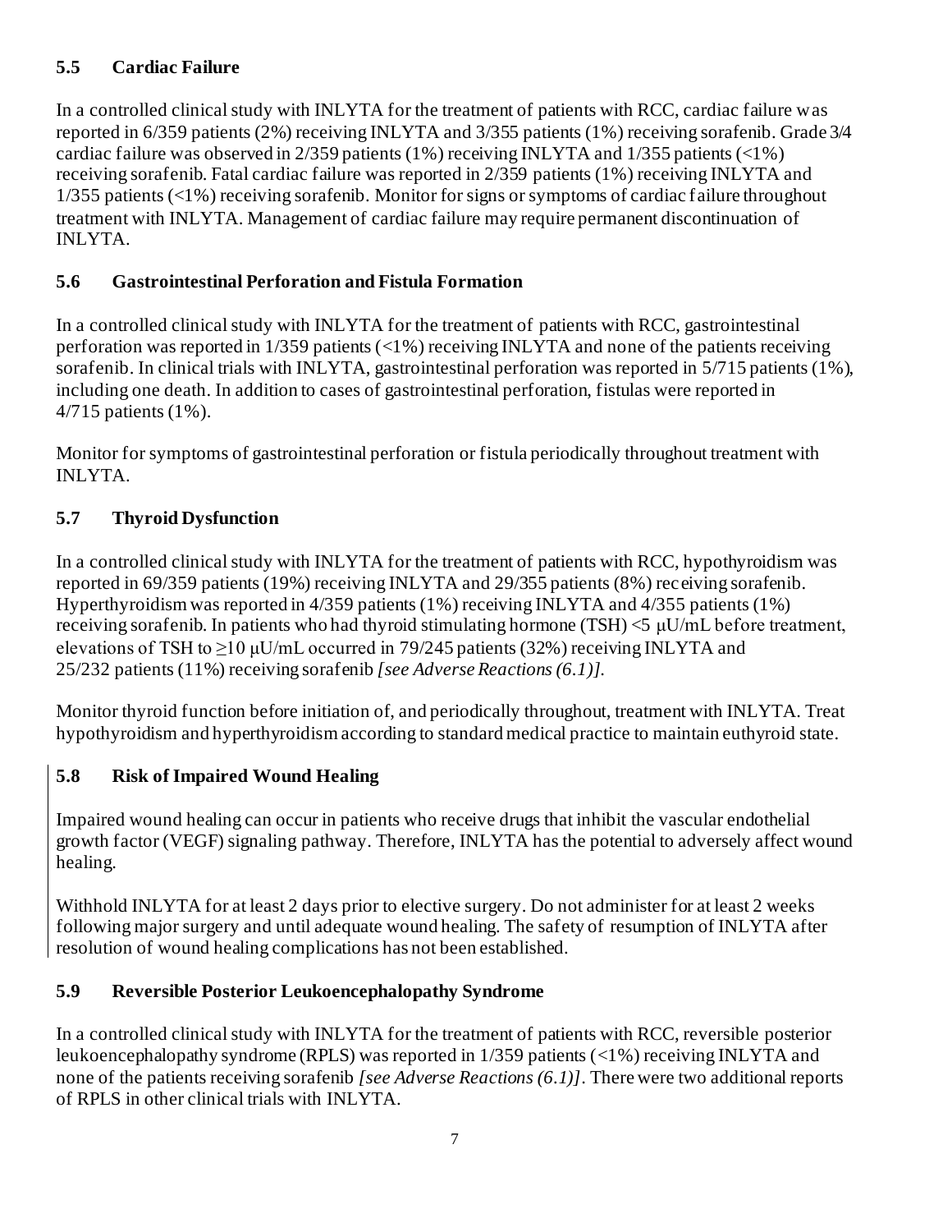### 5.5 Cardiac Failure

In a controlled clinical study with INLYTA for the treatment of patients with RCC, cardiac failure was reported in 6/359 patients (2%) receiving INLYTA and 3/355 patients (1%) receiving sorafenib. Grade 3/4 cardiac failure was observed in 2/359 patients (1%) receiving INLYTA and 1/355 patients (<1%) receiving sorafenib. Fatal cardiac failure was reported in 2/359 patients (1%) receiving INLYTA and 1/355 patients (<1%) receiving sorafenib. Monitor for signs or symptoms of cardiac failure throughout treatment with INLYTA. Management of cardiac failure may require permanent discontinuation of INLYTA.

### 5.6 Gastrointestinal Perforation and Fistula Formation

In a controlled clinical study with INLYTA for the treatment of patients with RCC, gastrointestinal perforation was reported in 1/359 patients (<1%) receiving INLYTA and none of the patients receiving sorafenib. In clinical trials with INLYTA, gastrointestinal perforation was reported in 5/715 patients (1%), including one death. In addition to cases of gastrointestinal perforation, fistulas were reported in 4/715 patients (1%).

Monitor for symptoms of gastrointestinal perforation or fistula periodically throughout treatment with INLYTA.

### 5.7 Thyroid Dysfunction

In a controlled clinical study with INLYTA for the treatment of patients with RCC, hypothyroidism was reported in 69/359 patients (19%) receiving INLYTA and 29/355 patients (8%) receiving sorafenib. Hyperthyroidism was reported in 4/359 patients (1%) receiving INLYTA and 4/355 patients (1%) receiving sorafenib. In patients who had thyroid stimulating hormone (TSH) <5 μU/mL before treatment, elevations of TSH to ≥10 μU/mL occurred in 79/245 patients (32%) receiving INLYTA and 25/232 patients (11%) receiving sorafenib *[see Adverse Reactions (6.1)].*

Monitor thyroid function before initiation of, and periodically throughout, treatment with INLYTA. Treat hypothyroidism and hyperthyroidism according to standard medical practice to maintain euthyroid state.

### 5.8 Risk of Impaired Wound Healing

Impaired wound healing can occur in patients who receive drugs that inhibit the vascular endothelial growth factor (VEGF) signaling pathway. Therefore, INLYTA has the potential to adversely affect wound healing.

Withhold INLYTA for at least 2 days prior to elective surgery. Do not administer for at least 2 weeks following major surgery and until adequate wound healing. The safety of resumption of INLYTA after resolution of wound healing complications has not been established.

### 5.9 Reversible Posterior Leukoencephalopathy Syndrome

In a controlled clinical study with INLYTA for the treatment of patients with RCC, reversible posterior leukoencephalopathy syndrome (RPLS) was reported in 1/359 patients (<1%) receiving INLYTA and none of the patients receiving sorafenib *[see Adverse Reactions (6.1)]*. There were two additional reports of RPLS in other clinical trials with INLYTA.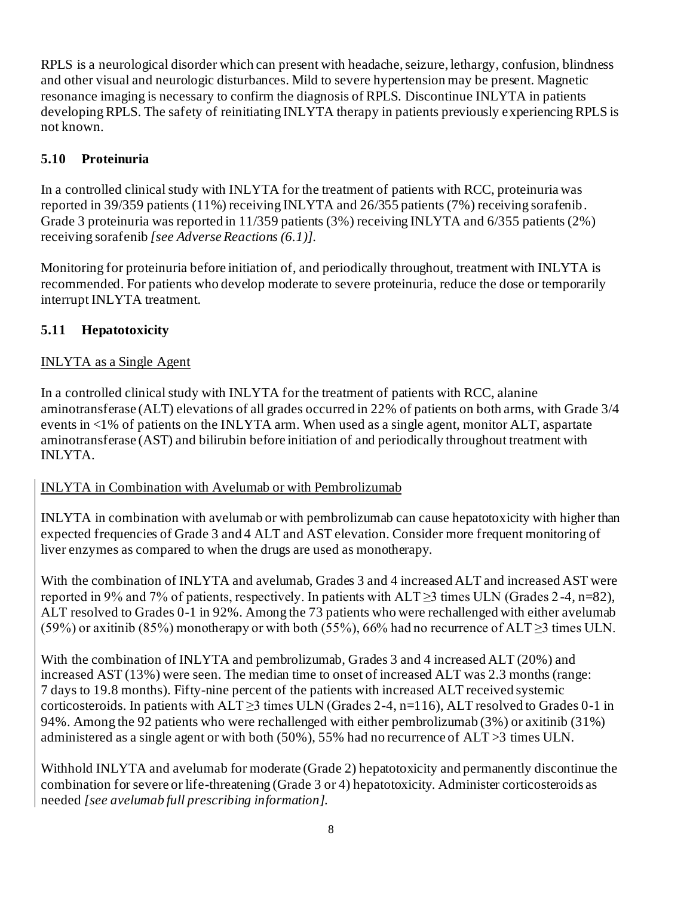RPLS is a neurological disorder which can present with headache, seizure, lethargy, confusion, blindness and other visual and neurologic disturbances. Mild to severe hypertension may be present. Magnetic resonance imaging is necessary to confirm the diagnosis of RPLS. Discontinue INLYTA in patients developing RPLS. The safety of reinitiating INLYTA therapy in patients previously experiencing RPLS is not known.

### 5.10 Proteinuria

In a controlled clinical study with INLYTA for the treatment of patients with RCC, proteinuria was reported in 39/359 patients (11%) receiving INLYTA and 26/355 patients (7%) receiving sorafenib. Grade 3 proteinuria was reported in 11/359 patients (3%) receiving INLYTA and 6/355 patients (2%) receiving sorafenib *[see Adverse Reactions (6.1)]*.

Monitoring for proteinuria before initiation of, and periodically throughout, treatment with INLYTA is recommended. For patients who develop moderate to severe proteinuria, reduce the dose or temporarily interrupt INLYTA treatment.

### 5.11 Hepatotoxicity

<u>INLYTA as a Single Agent</u>

In a controlled clinical study with INLYTA for the treatment of patients with RCC, alanine aminotransferase (ALT) elevations of all grades occurred in 22% of patients on both arms, with Grade 3/4 events in <1% of patients on the INLYTA arm. When used as a single agent, monitor ALT, aspartate aminotransferase (AST) and bilirubin before initiation of and periodically throughout treatment with INLYTA.

<u>INLYTA in Combination with Avelumab or with Pembrolizumab</u>

INLYTA in combination with avelumab or with pembrolizumab can cause hepatotoxicity with higher than expected frequencies of Grade 3 and 4 ALT and AST elevation. Consider more frequent monitoring of liver enzymes as compared to when the drugs are used as monotherapy.

With the combination of INLYTA and avelumab, Grades 3 and 4 increased ALT and increased AST were reported in 9% and 7% of patients, respectively. In patients with ALT ≥3 times ULN (Grades 2-4, n=82), ALT resolved to Grades 0-1 in 92%. Among the 73 patients who were rechallenged with either avelumab (59%) or axitinib (85%) monotherapy or with both (55%), 66% had no recurrence of ALT ≥3 times ULN.

With the combination of INLYTA and pembrolizumab, Grades 3 and 4 increased ALT (20%) and increased AST (13%) were seen. The median time to onset of increased ALT was 2.3 months (range: 7 days to 19.8 months). Fifty-nine percent of the patients with increased ALT received systemic corticosteroids. In patients with ALT ≥3 times ULN (Grades 2-4, n=116), ALT resolved to Grades 0-1 in 94%. Among the 92 patients who were rechallenged with either pembrolizumab (3%) or axitinib (31%) administered as a single agent or with both (50%), 55% had no recurrence of ALT >3 times ULN.

Withhold INLYTA and avelumab for moderate (Grade 2) hepatotoxicity and permanently discontinue the combination for severe or life-threatening (Grade 3 or 4) hepatotoxicity. Administer corticosteroids as needed *[see avelumab full prescribing information]*.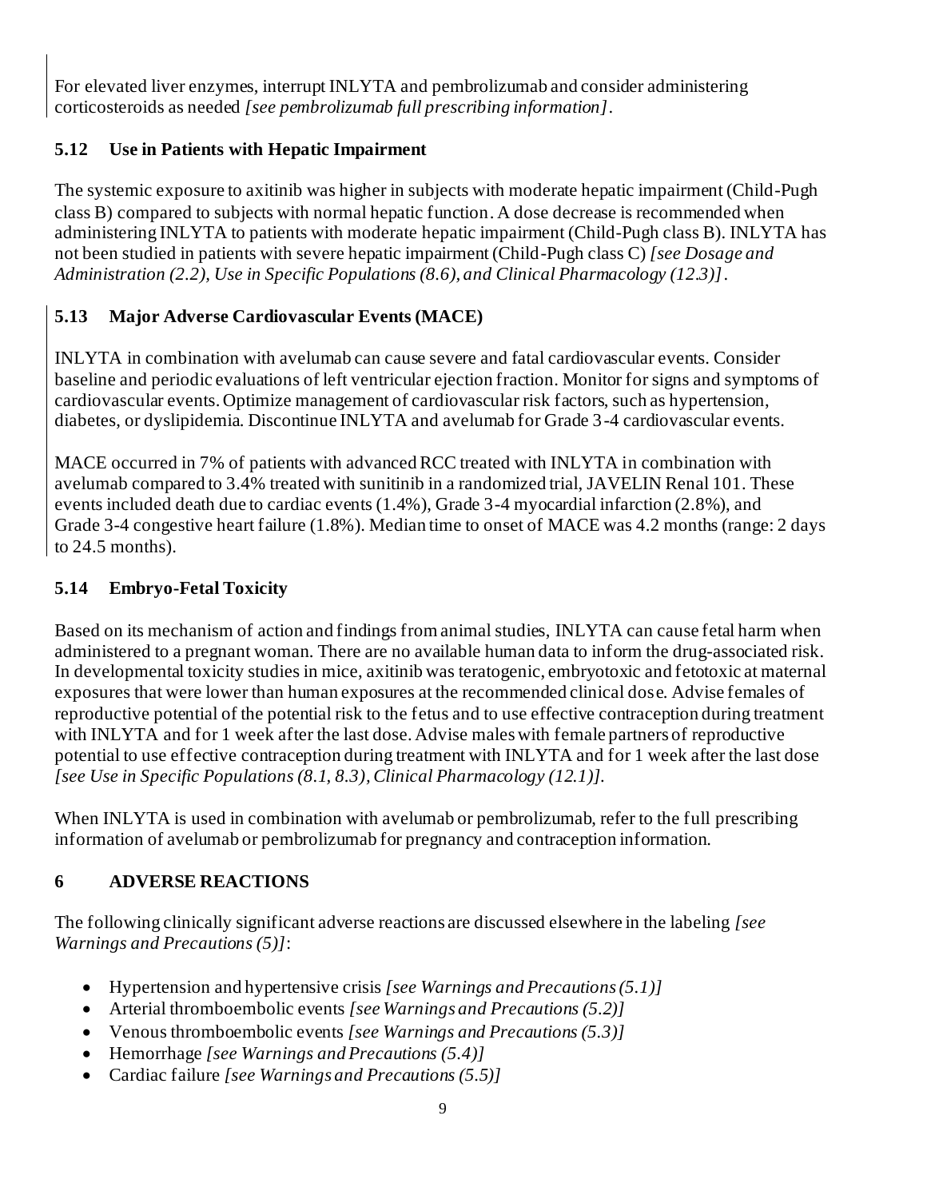For elevated liver enzymes, interrupt INLYTA and pembrolizumab and consider administering corticosteroids as needed *[see pembrolizumab full prescribing information]*.

### 5.12 Use in Patients with Hepatic Impairment

The systemic exposure to axitinib was higher in subjects with moderate hepatic impairment (Child-Pugh class B) compared to subjects with normal hepatic function. A dose decrease is recommended when administering INLYTA to patients with moderate hepatic impairment (Child-Pugh class B). INLYTA has not been studied in patients with severe hepatic impairment (Child-Pugh class C) *[see Dosage and Administration (2.2), Use in Specific Populations (8.6), and Clinical Pharmacology (12.3)]*.

### 5.13 Major Adverse Cardiovascular Events (MACE)

INLYTA in combination with avelumab can cause severe and fatal cardiovascular events. Consider baseline and periodic evaluations of left ventricular ejection fraction. Monitor for signs and symptoms of cardiovascular events. Optimize management of cardiovascular risk factors, such as hypertension, diabetes, or dyslipidemia. Discontinue INLYTA and avelumab for Grade 3-4 cardiovascular events.

MACE occurred in 7% of patients with advanced RCC treated with INLYTA in combination with avelumab compared to 3.4% treated with sunitinib in a randomized trial, JAVELIN Renal 101. These events included death due to cardiac events (1.4%), Grade 3-4 myocardial infarction (2.8%), and Grade 3-4 congestive heart failure (1.8%). Median time to onset of MACE was 4.2 months (range: 2 days to 24.5 months).

### 5.14 Embryo-Fetal Toxicity

Based on its mechanism of action and findings from animal studies, INLYTA can cause fetal harm when administered to a pregnant woman. There are no available human data to inform the drug-associated risk. In developmental toxicity studies in mice, axitinib was teratogenic, embryotoxic and fetotoxic at maternal exposures that were lower than human exposures at the recommended clinical dose. Advise females of reproductive potential of the potential risk to the fetus and to use effective contraception during treatment with INLYTA and for 1 week after the last dose. Advise males with female partners of reproductive potential to use effective contraception during treatment with INLYTA and for 1 week after the last dose *[see Use in Specific Populations (8.1, 8.3), Clinical Pharmacology (12.1)]*.

When INLYTA is used in combination with avelumab or pembrolizumab, refer to the full prescribing information of avelumab or pembrolizumab for pregnancy and contraception information.

## 6 ADVERSE REACTIONS

The following clinically significant adverse reactions are discussed elsewhere in the labeling *[see Warnings and Precautions (5)]*:

- Hypertension and hypertensive crisis *[see Warnings and Precautions (5.1)]*
- Arterial thromboembolic events *[see Warnings and Precautions (5.2)]*
- Venous thromboembolic events *[see Warnings and Precautions (5.3)]*
- Hemorrhage *[see Warnings and Precautions (5.4)]*
- Cardiac failure *[see Warnings and Precautions (5.5)]*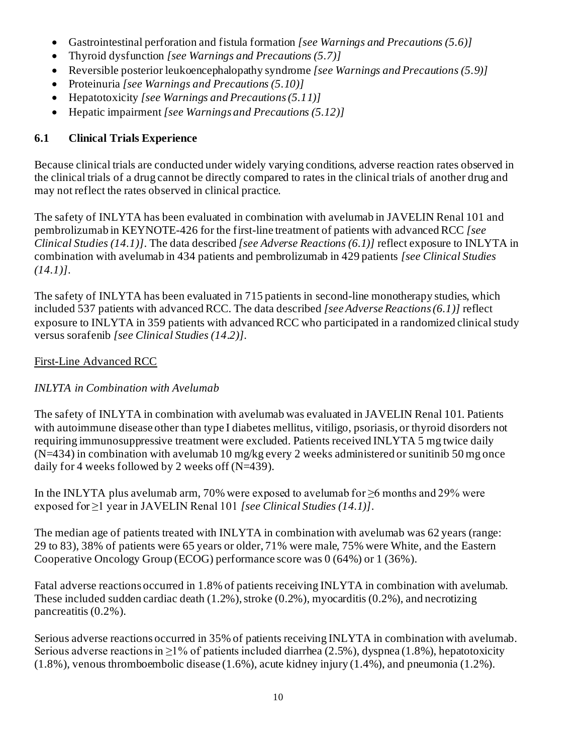- Gastrointestinal perforation and fistula formation *[see Warnings and Precautions (5.6)]*
- Thyroid dysfunction *[see Warnings and Precautions (5.7)]*
- Reversible posterior leukoencephalopathy syndrome *[see Warnings and Precautions (5.9)]*
- Proteinuria *[see Warnings and Precautions (5.10)]*
- Hepatotoxicity *[see Warnings and Precautions (5.11)]*
- Hepatic impairment *[see Warnings and Precautions (5.12)]*

### 6.1 Clinical Trials Experience

Because clinical trials are conducted under widely varying conditions, adverse reaction rates observed in the clinical trials of a drug cannot be directly compared to rates in the clinical trials of another drug and may not reflect the rates observed in clinical practice.

The safety of INLYTA has been evaluated in combination with avelumab in JAVELIN Renal 101 and pembrolizumab in KEYNOTE-426 for the first-line treatment of patients with advanced RCC *[see Clinical Studies (14.1)]*. The data described *[see Adverse Reactions (6.1)]* reflect exposure to INLYTA in combination with avelumab in 434 patients and pembrolizumab in 429 patients *[see Clinical Studies (14.1)]*.

The safety of INLYTA has been evaluated in 715 patients in second-line monotherapy studies, which included 537 patients with advanced RCC. The data described *[see Adverse Reactions (6.1)]* reflect exposure to INLYTA in 359 patients with advanced RCC who participated in a randomized clinical study versus sorafenib *[see Clinical Studies (14.2)]*.

First-Line Advanced RCC

*INLYTA in Combination with Avelumab*

The safety of INLYTA in combination with avelumab was evaluated in JAVELIN Renal 101. Patients with autoimmune disease other than type I diabetes mellitus, vitiligo, psoriasis, or thyroid disorders not requiring immunosuppressive treatment were excluded. Patients received INLYTA 5 mg twice daily (N=434) in combination with avelumab 10 mg/kg every 2 weeks administered or sunitinib 50 mg once daily for 4 weeks followed by 2 weeks off (N=439).

In the INLYTA plus avelumab arm, 70% were exposed to avelumab for ≥6 months and 29% were exposed for ≥1 year in JAVELIN Renal 101 *[see Clinical Studies (14.1)]*.

The median age of patients treated with INLYTA in combination with avelumab was 62 years (range: 29 to 83), 38% of patients were 65 years or older, 71% were male, 75% were White, and the Eastern Cooperative Oncology Group (ECOG) performance score was 0 (64%) or 1 (36%).

Fatal adverse reactions occurred in 1.8% of patients receiving INLYTA in combination with avelumab. These included sudden cardiac death (1.2%), stroke (0.2%), myocarditis (0.2%), and necrotizing pancreatitis (0.2%).

Serious adverse reactions occurred in 35% of patients receiving INLYTA in combination with avelumab. Serious adverse reactions in ≥1% of patients included diarrhea (2.5%), dyspnea (1.8%), hepatotoxicity (1.8%), venous thromboembolic disease (1.6%), acute kidney injury (1.4%), and pneumonia (1.2%).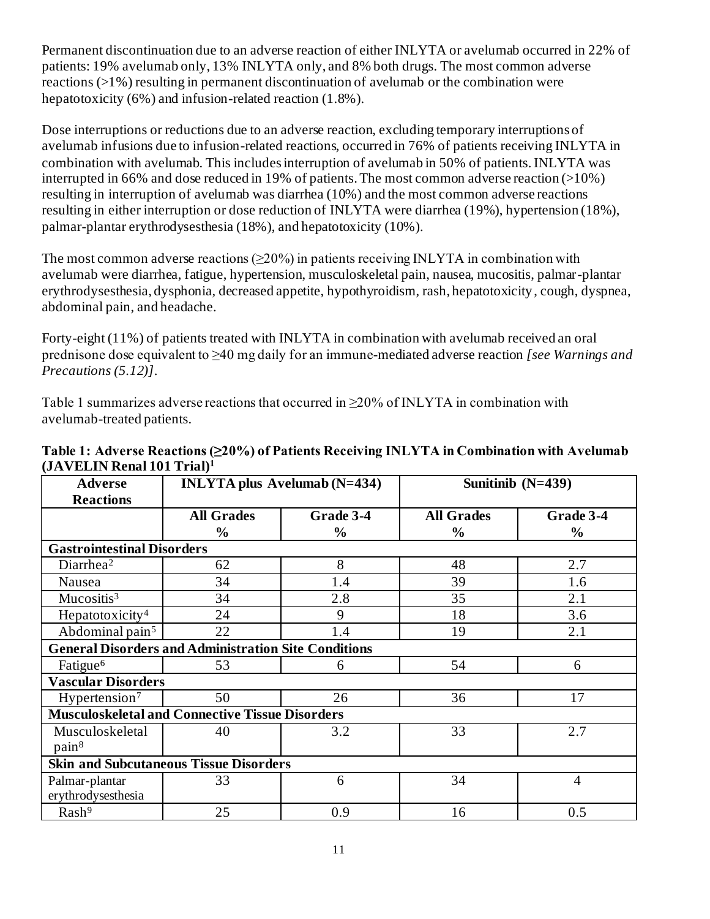Permanent discontinuation due to an adverse reaction of either INLYTA or avelumab occurred in 22% of patients: 19% avelumab only, 13% INLYTA only, and 8% both drugs. The most common adverse reactions (>1%) resulting in permanent discontinuation of avelumab or the combination were hepatotoxicity (6%) and infusion-related reaction (1.8%).

Dose interruptions or reductions due to an adverse reaction, excluding temporary interruptions of avelumab infusions due to infusion-related reactions, occurred in 76% of patients receiving INLYTA in combination with avelumab. This includes interruption of avelumab in 50% of patients. INLYTA was interrupted in 66% and dose reduced in 19% of patients. The most common adverse reaction (>10%) resulting in interruption of avelumab was diarrhea (10%) and the most common adverse reactions resulting in either interruption or dose reduction of INLYTA were diarrhea (19%), hypertension (18%), palmar-plantar erythrodysesthesia (18%), and hepatotoxicity (10%).

The most common adverse reactions (≥20%) in patients receiving INLYTA in combination with avelumab were diarrhea, fatigue, hypertension, musculoskeletal pain, nausea, mucositis, palmar-plantar erythrodysesthesia, dysphonia, decreased appetite, hypothyroidism, rash, hepatotoxicity, cough, dyspnea, abdominal pain, and headache.

Forty-eight (11%) of patients treated with INLYTA in combination with avelumab received an oral prednisone dose equivalent to ≥40 mg daily for an immune-mediated adverse reaction *[see Warnings and Precautions (5.12)]*.

Table 1 summarizes adverse reactions that occurred in ≥20% of INLYTA in combination with avelumab-treated patients.

**Table 1: Adverse Reactions (≥20%) of Patients Receiving INLYTA in Combination with Avelumab (JAVELIN Renal 101 Trial)[1]**

| Adverse Reactions | INLYTA plus Avelumab (N=434) | | Sunitinib (N=439) | |
|---|---|---|---|---|
| | All Grades % | Grade 3-4 % | All Grades % | Grade 3-4 % |
| **Gastrointestinal Disorders** | | | | |
| Diarrhea[2] | 62 | 8 | 48 | 2.7 |
| Nausea | 34 | 1.4 | 39 | 1.6 |
| Mucositis[3] | 34 | 2.8 | 35 | 2.1 |
| Hepatotoxicity[4] | 24 | 9 | 18 | 3.6 |
| Abdominal pain[5] | 22 | 1.4 | 19 | 2.1 |
| **General Disorders and Administration Site Conditions** | | | | |
| Fatigue[6] | 53 | 6 | 54 | 6 |
| **Vascular Disorders** | | | | |
| Hypertension[7] | 50 | 26 | 36 | 17 |
| **Musculoskeletal and Connective Tissue Disorders** | | | | |
| Musculoskeletal pain[8] | 40 | 3.2 | 33 | 2.7 |
| **Skin and Subcutaneous Tissue Disorders** | | | | |
| Palmar-plantar erythrodysesthesia | 33 | 6 | 34 | 4 |
| Rash[9] | 25 | 0.9 | 16 | 0.5 |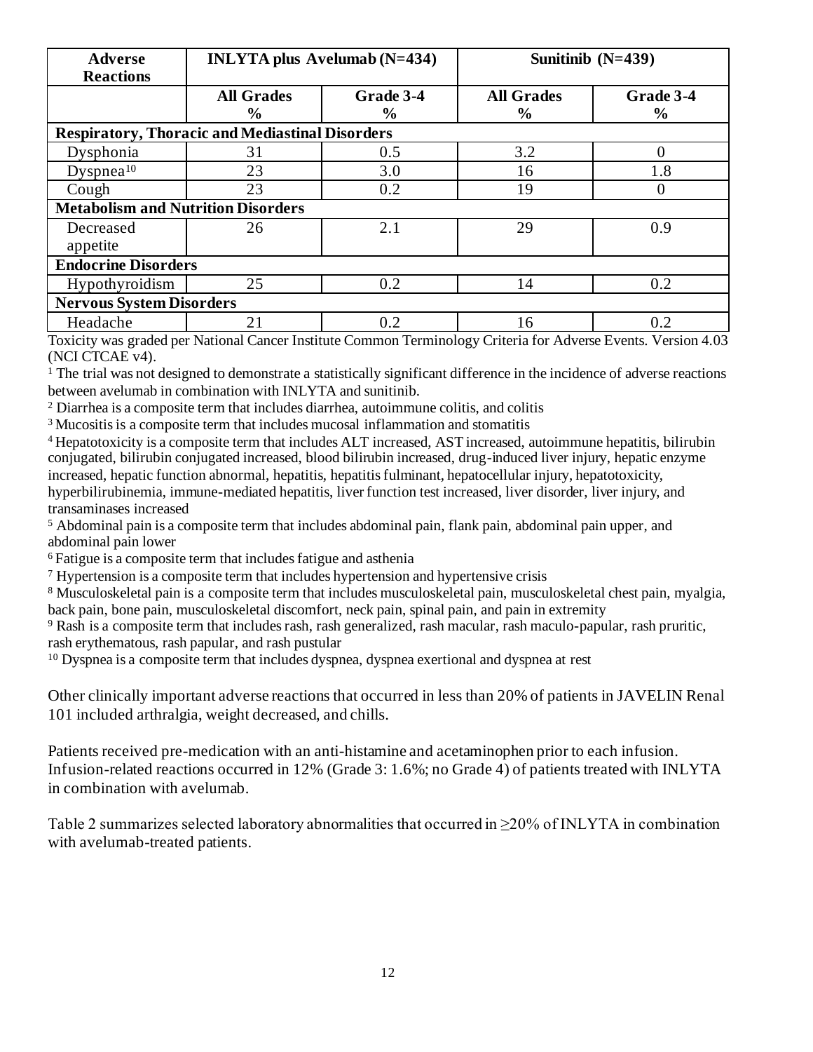| Adverse Reactions | INLYTA plus Avelumab (N=434) | | Sunitinib (N=439) | |
|---|---|---|---|---|
| | All Grades % | Grade 3-4 % | All Grades % | Grade 3-4 % |
| **Respiratory, Thoracic and Mediastinal Disorders** | | | | |
| Dysphonia | 31 | 0.5 | 3.2 | 0 |
| Dyspnea[10] | 23 | 3.0 | 16 | 1.8 |
| Cough | 23 | 0.2 | 19 | 0 |
| **Metabolism and Nutrition Disorders** | | | | |
| Decreased appetite | 26 | 2.1 | 29 | 0.9 |
| **Endocrine Disorders** | | | | |
| Hypothyroidism | 25 | 0.2 | 14 | 0.2 |
| **Nervous System Disorders** | | | | |
| Headache | 21 | 0.2 | 16 | 0.2 |

Toxicity was graded per National Cancer Institute Common Terminology Criteria for Adverse Events. Version 4.03 (NCI CTCAE v4).

[1] The trial was not designed to demonstrate a statistically significant difference in the incidence of adverse reactions between avelumab in combination with INLYTA and sunitinib.

[2] Diarrhea is a composite term that includes diarrhea, autoimmune colitis, and colitis

[3] Mucositis is a composite term that includes mucosal inflammation and stomatitis

[4] Hepatotoxicity is a composite term that includes ALT increased, AST increased, autoimmune hepatitis, bilirubin conjugated, bilirubin conjugated increased, blood bilirubin increased, drug-induced liver injury, hepatic enzyme increased, hepatic function abnormal, hepatitis, hepatitis fulminant, hepatocellular injury, hepatotoxicity, hyperbilirubinemia, immune-mediated hepatitis, liver function test increased, liver disorder, liver injury, and transaminases increased

[5] Abdominal pain is a composite term that includes abdominal pain, flank pain, abdominal pain upper, and abdominal pain lower

[6] Fatigue is a composite term that includes fatigue and asthenia

[7] Hypertension is a composite term that includes hypertension and hypertensive crisis

[8] Musculoskeletal pain is a composite term that includes musculoskeletal pain, musculoskeletal chest pain, myalgia, back pain, bone pain, musculoskeletal discomfort, neck pain, spinal pain, and pain in extremity

[9] Rash is a composite term that includes rash, rash generalized, rash macular, rash maculo-papular, rash pruritic, rash erythematous, rash papular, and rash pustular

[10] Dyspnea is a composite term that includes dyspnea, dyspnea exertional and dyspnea at rest

Other clinically important adverse reactions that occurred in less than 20% of patients in JAVELIN Renal 101 included arthralgia, weight decreased, and chills.

Patients received pre-medication with an anti-histamine and acetaminophen prior to each infusion. Infusion-related reactions occurred in 12% (Grade 3: 1.6%; no Grade 4) of patients treated with INLYTA in combination with avelumab.

Table 2 summarizes selected laboratory abnormalities that occurred in ≥20% of INLYTA in combination with avelumab-treated patients.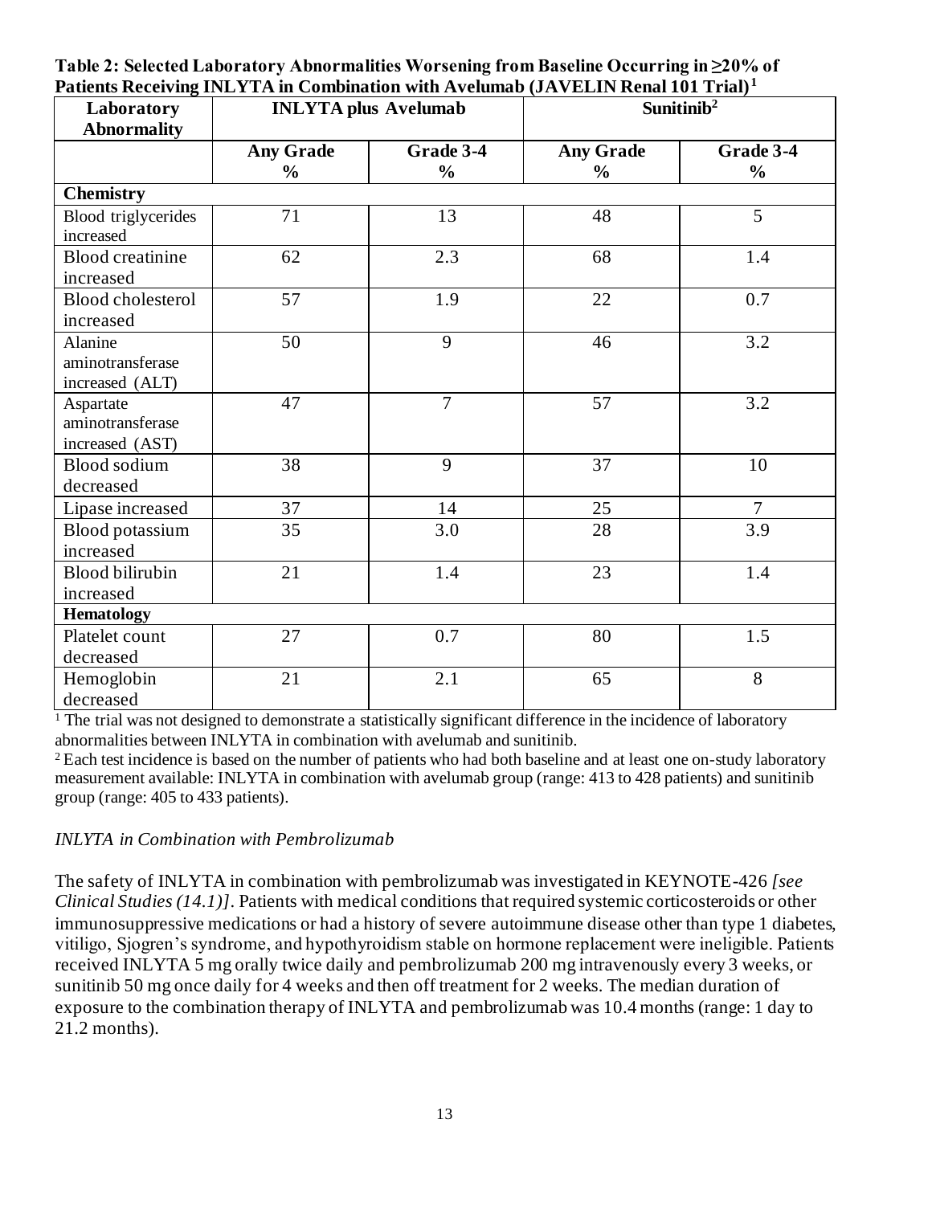**Table 2: Selected Laboratory Abnormalities Worsening from Baseline Occurring in ≥20% of Patients Receiving INLYTA in Combination with Avelumab (JAVELIN Renal 101 Trial)[1]**

| Laboratory Abnormality | INLYTA plus Avelumab | | Sunitinib[2] | |
|---|---|---|---|---|
| | Any Grade % | Grade 3-4 % | Any Grade % | Grade 3-4 % |
| **Chemistry** | | | | |
| Blood triglycerides increased | 71 | 13 | 48 | 5 |
| Blood creatinine increased | 62 | 2.3 | 68 | 1.4 |
| Blood cholesterol increased | 57 | 1.9 | 22 | 0.7 |
| Alanine aminotransferase increased (ALT) | 50 | 9 | 46 | 3.2 |
| Aspartate aminotransferase increased (AST) | 47 | 7 | 57 | 3.2 |
| Blood sodium decreased | 38 | 9 | 37 | 10 |
| Lipase increased | 37 | 14 | 25 | 7 |
| Blood potassium increased | 35 | 3.0 | 28 | 3.9 |
| Blood bilirubin increased | 21 | 1.4 | 23 | 1.4 |
| **Hematology** | | | | |
| Platelet count decreased | 27 | 0.7 | 80 | 1.5 |
| Hemoglobin decreased | 21 | 2.1 | 65 | 8 |

[1] The trial was not designed to demonstrate a statistically significant difference in the incidence of laboratory abnormalities between INLYTA in combination with avelumab and sunitinib.

[2] Each test incidence is based on the number of patients who had both baseline and at least one on-study laboratory measurement available: INLYTA in combination with avelumab group (range: 413 to 428 patients) and sunitinib group (range: 405 to 433 patients).

*INLYTA in Combination with Pembrolizumab*

The safety of INLYTA in combination with pembrolizumab was investigated in KEYNOTE-426 *[see Clinical Studies (14.1)]*. Patients with medical conditions that required systemic corticosteroids or other immunosuppressive medications or had a history of severe autoimmune disease other than type 1 diabetes, vitiligo, Sjogren's syndrome, and hypothyroidism stable on hormone replacement were ineligible. Patients received INLYTA 5 mg orally twice daily and pembrolizumab 200 mg intravenously every 3 weeks, or sunitinib 50 mg once daily for 4 weeks and then off treatment for 2 weeks. The median duration of exposure to the combination therapy of INLYTA and pembrolizumab was 10.4 months (range: 1 day to 21.2 months).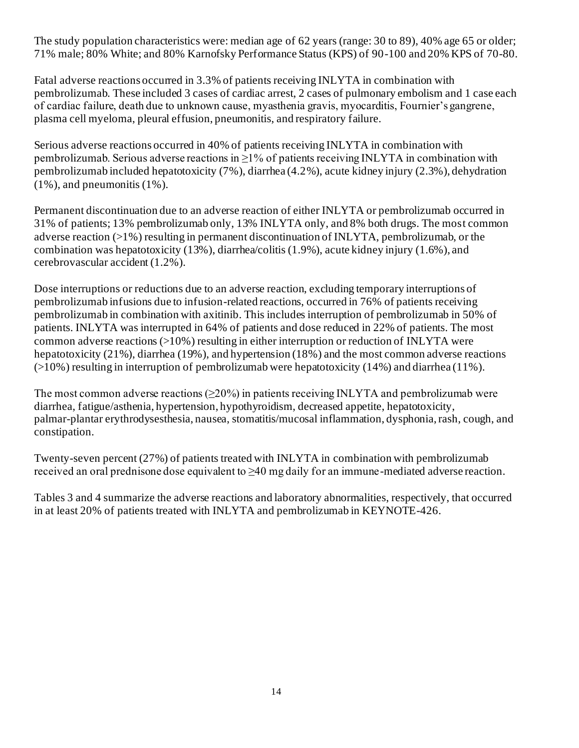The study population characteristics were: median age of 62 years (range: 30 to 89), 40% age 65 or older; 71% male; 80% White; and 80% Karnofsky Performance Status (KPS) of 90-100 and 20% KPS of 70-80.

Fatal adverse reactions occurred in 3.3% of patients receiving INLYTA in combination with pembrolizumab. These included 3 cases of cardiac arrest, 2 cases of pulmonary embolism and 1 case each of cardiac failure, death due to unknown cause, myasthenia gravis, myocarditis, Fournier's gangrene, plasma cell myeloma, pleural effusion, pneumonitis, and respiratory failure.

Serious adverse reactions occurred in 40% of patients receiving INLYTA in combination with pembrolizumab. Serious adverse reactions in ≥1% of patients receiving INLYTA in combination with pembrolizumab included hepatotoxicity (7%), diarrhea (4.2%), acute kidney injury (2.3%), dehydration (1%), and pneumonitis (1%).

Permanent discontinuation due to an adverse reaction of either INLYTA or pembrolizumab occurred in 31% of patients; 13% pembrolizumab only, 13% INLYTA only, and 8% both drugs. The most common adverse reaction (>1%) resulting in permanent discontinuation of INLYTA, pembrolizumab, or the combination was hepatotoxicity (13%), diarrhea/colitis (1.9%), acute kidney injury (1.6%), and cerebrovascular accident (1.2%).

Dose interruptions or reductions due to an adverse reaction, excluding temporary interruptions of pembrolizumab infusions due to infusion-related reactions, occurred in 76% of patients receiving pembrolizumab in combination with axitinib. This includes interruption of pembrolizumab in 50% of patients. INLYTA was interrupted in 64% of patients and dose reduced in 22% of patients. The most common adverse reactions (>10%) resulting in either interruption or reduction of INLYTA were hepatotoxicity (21%), diarrhea (19%), and hypertension (18%) and the most common adverse reactions (>10%) resulting in interruption of pembrolizumab were hepatotoxicity (14%) and diarrhea (11%).

The most common adverse reactions (≥20%) in patients receiving INLYTA and pembrolizumab were diarrhea, fatigue/asthenia, hypertension, hypothyroidism, decreased appetite, hepatotoxicity, palmar-plantar erythrodysesthesia, nausea, stomatitis/mucosal inflammation, dysphonia, rash, cough, and constipation.

Twenty-seven percent (27%) of patients treated with INLYTA in combination with pembrolizumab received an oral prednisone dose equivalent to ≥40 mg daily for an immune-mediated adverse reaction.

Tables 3 and 4 summarize the adverse reactions and laboratory abnormalities, respectively, that occurred in at least 20% of patients treated with INLYTA and pembrolizumab in KEYNOTE-426.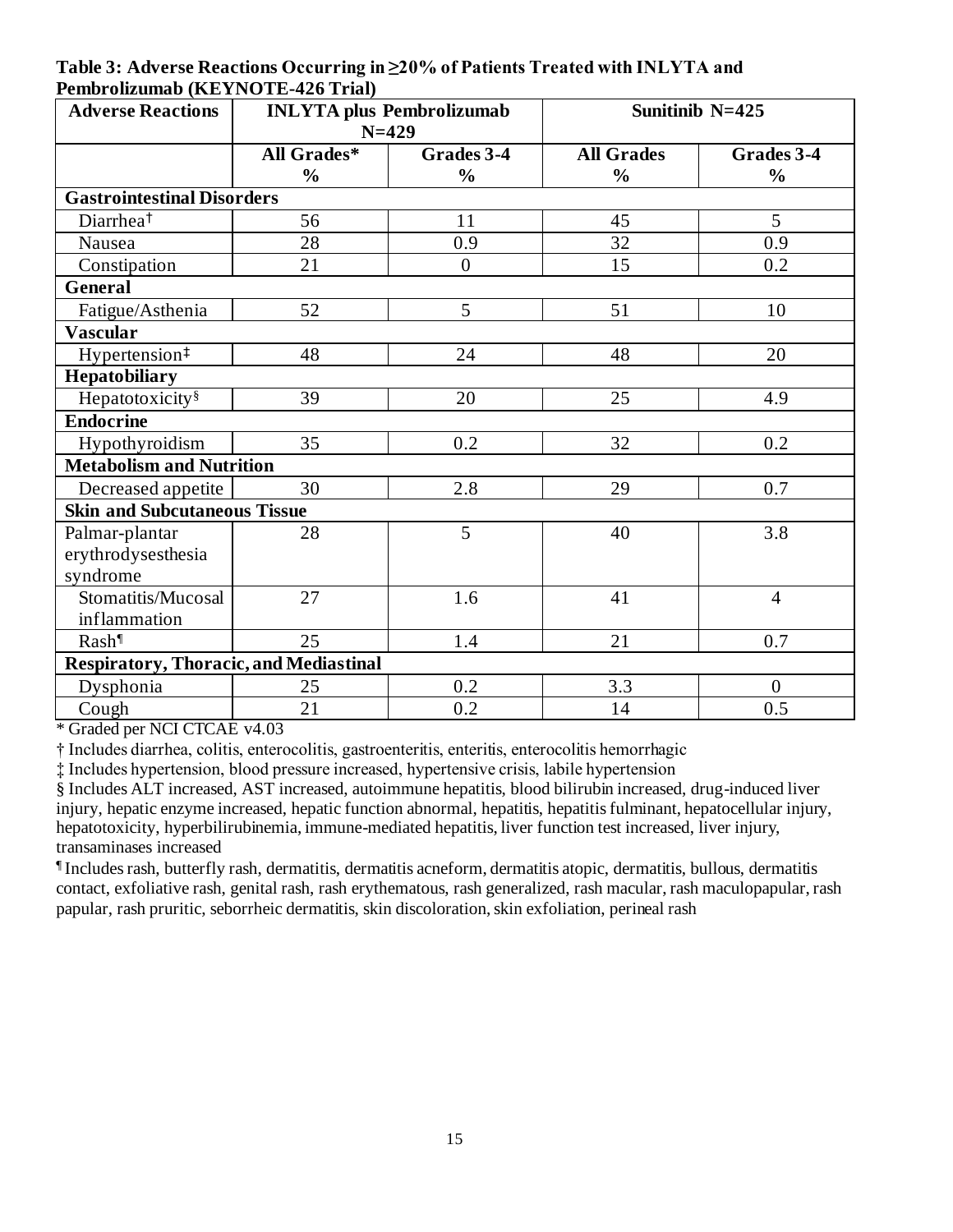**Table 3: Adverse Reactions Occurring in ≥20% of Patients Treated with INLYTA and Pembrolizumab (KEYNOTE-426 Trial)**

| Adverse Reactions | INLYTA plus Pembrolizumab N=429 | | Sunitinib N=425 | |
|---|---|---|---|---|
| | All Grades* % | Grades 3-4 % | All Grades % | Grades 3-4 % |
| **Gastrointestinal Disorders** | | | | |
| Diarrhea† | 56 | 11 | 45 | 5 |
| Nausea | 28 | 0.9 | 32 | 0.9 |
| Constipation | 21 | 0 | 15 | 0.2 |
| **General** | | | | |
| Fatigue/Asthenia | 52 | 5 | 51 | 10 |
| **Vascular** | | | | |
| Hypertension‡ | 48 | 24 | 48 | 20 |
| **Hepatobiliary** | | | | |
| Hepatotoxicity§ | 39 | 20 | 25 | 4.9 |
| **Endocrine** | | | | |
| Hypothyroidism | 35 | 0.2 | 32 | 0.2 |
| **Metabolism and Nutrition** | | | | |
| Decreased appetite | 30 | 2.8 | 29 | 0.7 |
| **Skin and Subcutaneous Tissue** | | | | |
| Palmar-plantar erythrodysesthesia syndrome | 28 | 5 | 40 | 3.8 |
| Stomatitis/Mucosal inflammation | 27 | 1.6 | 41 | 4 |
| Rash¶ | 25 | 1.4 | 21 | 0.7 |
| **Respiratory, Thoracic, and Mediastinal** | | | | |
| Dysphonia | 25 | 0.2 | 3.3 | 0 |
| Cough | 21 | 0.2 | 14 | 0.5 |

* Graded per NCI CTCAE v4.03

† Includes diarrhea, colitis, enterocolitis, gastroenteritis, enteritis, enterocolitis hemorrhagic

‡ Includes hypertension, blood pressure increased, hypertensive crisis, labile hypertension

§ Includes ALT increased, AST increased, autoimmune hepatitis, blood bilirubin increased, drug-induced liver injury, hepatic enzyme increased, hepatic function abnormal, hepatitis, hepatitis fulminant, hepatocellular injury, hepatotoxicity, hyperbilirubinemia, immune-mediated hepatitis, liver function test increased, liver injury, transaminases increased

¶ Includes rash, butterfly rash, dermatitis, dermatitis acneform, dermatitis atopic, dermatitis, bullous, dermatitis contact, exfoliative rash, genital rash, rash erythematous, rash generalized, rash macular, rash maculopapular, rash papular, rash pruritic, seborrheic dermatitis, skin discoloration, skin exfoliation, perineal rash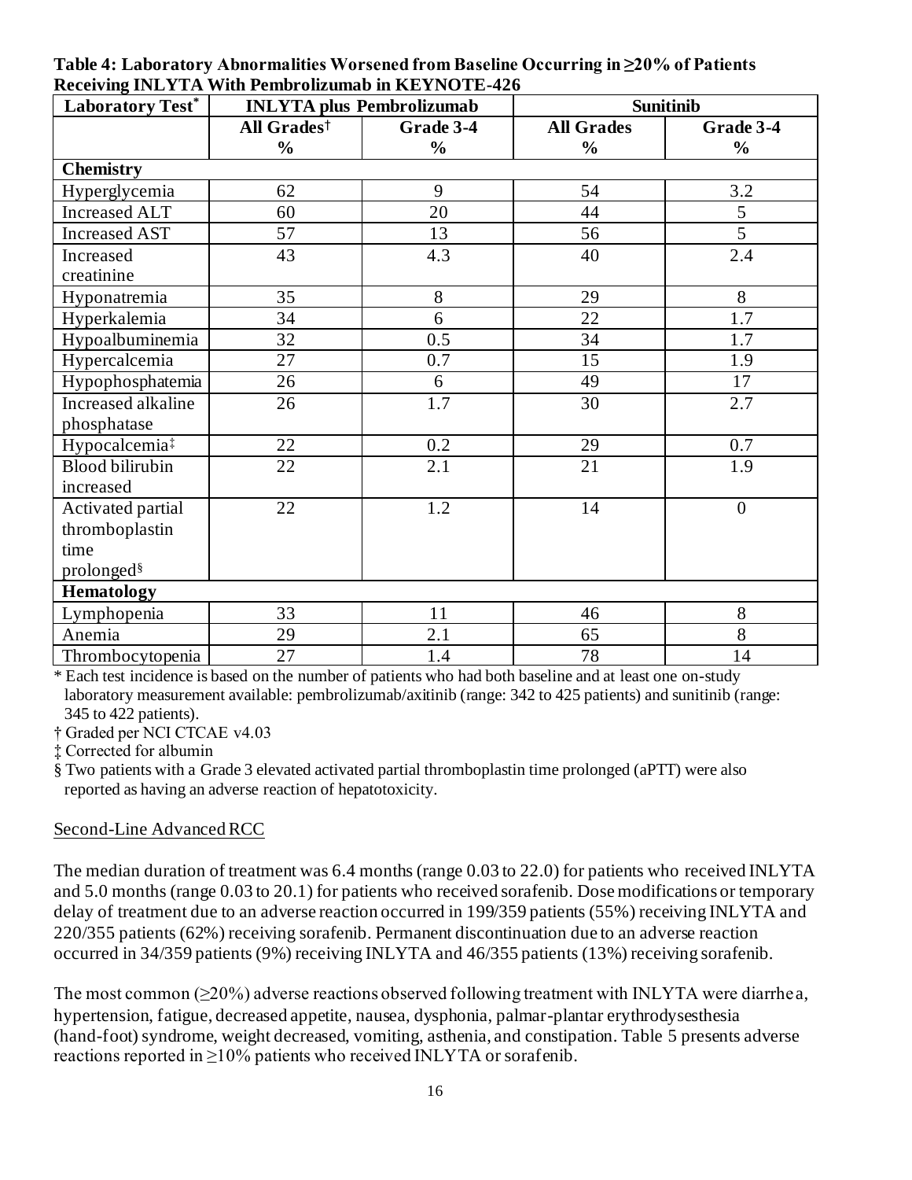**Table 4: Laboratory Abnormalities Worsened from Baseline Occurring in ≥20% of Patients Receiving INLYTA With Pembrolizumab in KEYNOTE-426**

| Laboratory Test* | INLYTA plus Pembrolizumab | | Sunitinib | |
|---|---|---|---|---|
| | All Grades† % | Grade 3-4 % | All Grades % | Grade 3-4 % |
| **Chemistry** | | | | |
| Hyperglycemia | 62 | 9 | 54 | 3.2 |
| Increased ALT | 60 | 20 | 44 | 5 |
| Increased AST | 57 | 13 | 56 | 5 |
| Increased creatinine | 43 | 4.3 | 40 | 2.4 |
| Hyponatremia | 35 | 8 | 29 | 8 |
| Hyperkalemia | 34 | 6 | 22 | 1.7 |
| Hypoalbuminemia | 32 | 0.5 | 34 | 1.7 |
| Hypercalcemia | 27 | 0.7 | 15 | 1.9 |
| Hypophosphatemia | 26 | 6 | 49 | 17 |
| Increased alkaline phosphatase | 26 | 1.7 | 30 | 2.7 |
| Hypocalcemia‡ | 22 | 0.2 | 29 | 0.7 |
| Blood bilirubin increased | 22 | 2.1 | 21 | 1.9 |
| Activated partial thromboplastin time prolonged§ | 22 | 1.2 | 14 | 0 |
| **Hematology** | | | | |
| Lymphopenia | 33 | 11 | 46 | 8 |
| Anemia | 29 | 2.1 | 65 | 8 |
| Thrombocytopenia | 27 | 1.4 | 78 | 14 |

\* Each test incidence is based on the number of patients who had both baseline and at least one on-study laboratory measurement available: pembrolizumab/axitinib (range: 342 to 425 patients) and sunitinib (range: 345 to 422 patients).

† Graded per NCI CTCAE v4.03

‡ Corrected for albumin

§ Two patients with a Grade 3 elevated activated partial thromboplastin time prolonged (aPTT) were also reported as having an adverse reaction of hepatotoxicity.

Second-Line Advanced RCC

The median duration of treatment was 6.4 months (range 0.03 to 22.0) for patients who received INLYTA and 5.0 months (range 0.03 to 20.1) for patients who received sorafenib. Dose modifications or temporary delay of treatment due to an adverse reaction occurred in 199/359 patients (55%) receiving INLYTA and 220/355 patients (62%) receiving sorafenib. Permanent discontinuation due to an adverse reaction occurred in 34/359 patients (9%) receiving INLYTA and 46/355 patients (13%) receiving sorafenib.

The most common (≥20%) adverse reactions observed following treatment with INLYTA were diarrhea, hypertension, fatigue, decreased appetite, nausea, dysphonia, palmar-plantar erythrodysesthesia (hand-foot) syndrome, weight decreased, vomiting, asthenia, and constipation. Table 5 presents adverse reactions reported in ≥10% patients who received INLYTA or sorafenib.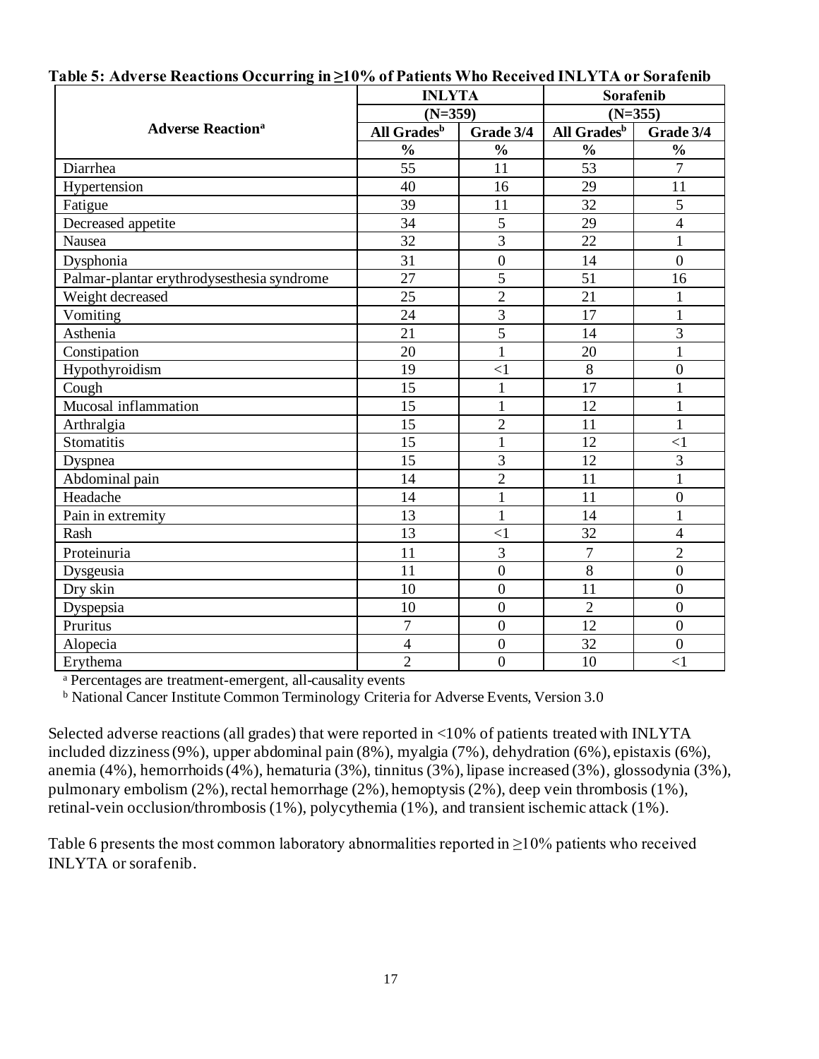**Table 5: Adverse Reactions Occurring in ≥10% of Patients Who Received INLYTA or Sorafenib**

| Adverse Reaction[a] | INLYTA (N=359) | | Sorafenib (N=355) | |
|---|---|---|---|---|
| | All Grades[b] | Grade 3/4 | All Grades[b] | Grade 3/4 |
| | % | % | % | % |
| Diarrhea | 55 | 11 | 53 | 7 |
| Hypertension | 40 | 16 | 29 | 11 |
| Fatigue | 39 | 11 | 32 | 5 |
| Decreased appetite | 34 | 5 | 29 | 4 |
| Nausea | 32 | 3 | 22 | 1 |
| Dysphonia | 31 | 0 | 14 | 0 |
| Palmar-plantar erythrodysesthesia syndrome | 27 | 5 | 51 | 16 |
| Weight decreased | 25 | 2 | 21 | 1 |
| Vomiting | 24 | 3 | 17 | 1 |
| Asthenia | 21 | 5 | 14 | 3 |
| Constipation | 20 | 1 | 20 | 1 |
| Hypothyroidism | 19 | <1 | 8 | 0 |
| Cough | 15 | 1 | 17 | 1 |
| Mucosal inflammation | 15 | 1 | 12 | 1 |
| Arthralgia | 15 | 2 | 11 | 1 |
| Stomatitis | 15 | 1 | 12 | <1 |
| Dyspnea | 15 | 3 | 12 | 3 |
| Abdominal pain | 14 | 2 | 11 | 1 |
| Headache | 14 | 1 | 11 | 0 |
| Pain in extremity | 13 | 1 | 14 | 1 |
| Rash | 13 | <1 | 32 | 4 |
| Proteinuria | 11 | 3 | 7 | 2 |
| Dysgeusia | 11 | 0 | 8 | 0 |
| Dry skin | 10 | 0 | 11 | 0 |
| Dyspepsia | 10 | 0 | 2 | 0 |
| Pruritus | 7 | 0 | 12 | 0 |
| Alopecia | 4 | 0 | 32 | 0 |
| Erythema | 2 | 0 | 10 | <1 |

[a] Percentages are treatment-emergent, all-causality events

[b] National Cancer Institute Common Terminology Criteria for Adverse Events, Version 3.0

Selected adverse reactions (all grades) that were reported in <10% of patients treated with INLYTA included dizziness (9%), upper abdominal pain (8%), myalgia (7%), dehydration (6%), epistaxis (6%), anemia (4%), hemorrhoids (4%), hematuria (3%), tinnitus (3%), lipase increased (3%), glossodynia (3%), pulmonary embolism (2%), rectal hemorrhage (2%), hemoptysis (2%), deep vein thrombosis (1%), retinal-vein occlusion/thrombosis (1%), polycythemia (1%), and transient ischemic attack (1%).

Table 6 presents the most common laboratory abnormalities reported in ≥10% patients who received INLYTA or sorafenib.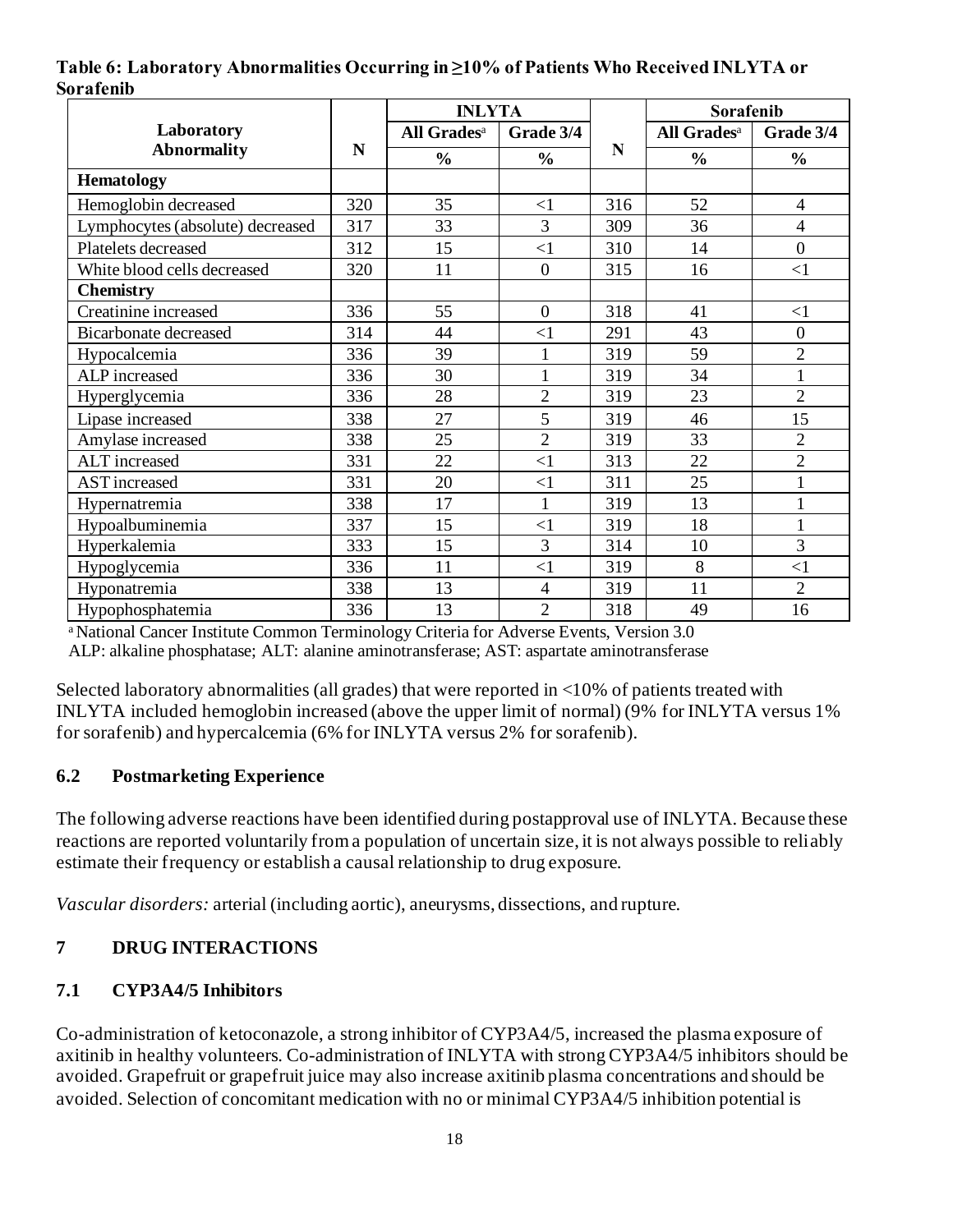**Table 6: Laboratory Abnormalities Occurring in ≥10% of Patients Who Received INLYTA or Sorafenib**

| Laboratory Abnormality | N | INLYTA | | N | Sorafenib | |
|---|---|---|---|---|---|---|
| | | All Grades[a] | Grade 3/4 | | All Grades[a] | Grade 3/4 |
| | | % | % | | % | % |
| **Hematology** | | | | | | |
| Hemoglobin decreased | 320 | 35 | <1 | 316 | 52 | 4 |
| Lymphocytes (absolute) decreased | 317 | 33 | 3 | 309 | 36 | 4 |
| Platelets decreased | 312 | 15 | <1 | 310 | 14 | 0 |
| White blood cells decreased | 320 | 11 | 0 | 315 | 16 | <1 |
| **Chemistry** | | | | | | |
| Creatinine increased | 336 | 55 | 0 | 318 | 41 | <1 |
| Bicarbonate decreased | 314 | 44 | <1 | 291 | 43 | 0 |
| Hypocalcemia | 336 | 39 | 1 | 319 | 59 | 2 |
| ALP increased | 336 | 30 | 1 | 319 | 34 | 1 |
| Hyperglycemia | 336 | 28 | 2 | 319 | 23 | 2 |
| Lipase increased | 338 | 27 | 5 | 319 | 46 | 15 |
| Amylase increased | 338 | 25 | 2 | 319 | 33 | 2 |
| ALT increased | 331 | 22 | <1 | 313 | 22 | 2 |
| AST increased | 331 | 20 | <1 | 311 | 25 | 1 |
| Hypernatremia | 338 | 17 | 1 | 319 | 13 | 1 |
| Hypoalbuminemia | 337 | 15 | <1 | 319 | 18 | 1 |
| Hyperkalemia | 333 | 15 | 3 | 314 | 10 | 3 |
| Hypoglycemia | 336 | 11 | <1 | 319 | 8 | <1 |
| Hyponatremia | 338 | 13 | 4 | 319 | 11 | 2 |
| Hypophosphatemia | 336 | 13 | 2 | 318 | 49 | 16 |

[a] National Cancer Institute Common Terminology Criteria for Adverse Events, Version 3.0
ALP: alkaline phosphatase; ALT: alanine aminotransferase; AST: aspartate aminotransferase

Selected laboratory abnormalities (all grades) that were reported in <10% of patients treated with INLYTA included hemoglobin increased (above the upper limit of normal) (9% for INLYTA versus 1% for sorafenib) and hypercalcemia (6% for INLYTA versus 2% for sorafenib).

### 6.2 Postmarketing Experience

The following adverse reactions have been identified during postapproval use of INLYTA. Because these reactions are reported voluntarily from a population of uncertain size, it is not always possible to reliably estimate their frequency or establish a causal relationship to drug exposure.

*Vascular disorders:* arterial (including aortic), aneurysms, dissections, and rupture.

## 7 DRUG INTERACTIONS

### 7.1 CYP3A4/5 Inhibitors

Co-administration of ketoconazole, a strong inhibitor of CYP3A4/5, increased the plasma exposure of axitinib in healthy volunteers. Co-administration of INLYTA with strong CYP3A4/5 inhibitors should be avoided. Grapefruit or grapefruit juice may also increase axitinib plasma concentrations and should be avoided. Selection of concomitant medication with no or minimal CYP3A4/5 inhibition potential is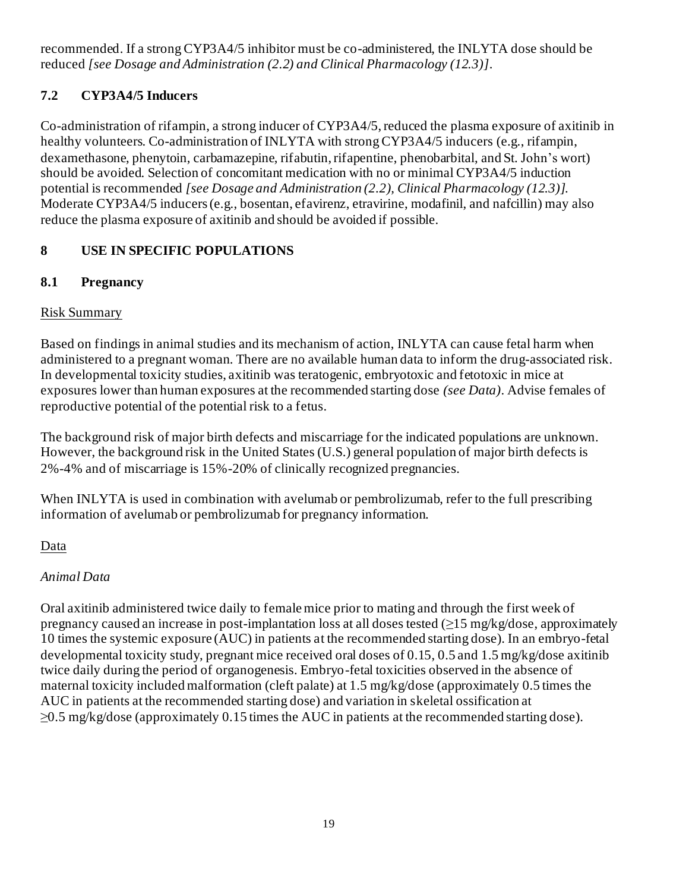recommended. If a strong CYP3A4/5 inhibitor must be co-administered, the INLYTA dose should be reduced *[see Dosage and Administration (2.2) and Clinical Pharmacology (12.3)]*.

### 7.2 CYP3A4/5 Inducers

Co-administration of rifampin, a strong inducer of CYP3A4/5, reduced the plasma exposure of axitinib in healthy volunteers. Co-administration of INLYTA with strong CYP3A4/5 inducers (e.g., rifampin, dexamethasone, phenytoin, carbamazepine, rifabutin, rifapentine, phenobarbital, and St. John's wort) should be avoided. Selection of concomitant medication with no or minimal CYP3A4/5 induction potential is recommended *[see Dosage and Administration (2.2), Clinical Pharmacology (12.3)]*. Moderate CYP3A4/5 inducers (e.g., bosentan, efavirenz, etravirine, modafinil, and nafcillin) may also reduce the plasma exposure of axitinib and should be avoided if possible.

## 8 USE IN SPECIFIC POPULATIONS

### 8.1 Pregnancy

Risk Summary

Based on findings in animal studies and its mechanism of action, INLYTA can cause fetal harm when administered to a pregnant woman. There are no available human data to inform the drug-associated risk. In developmental toxicity studies, axitinib was teratogenic, embryotoxic and fetotoxic in mice at exposures lower than human exposures at the recommended starting dose *(see Data)*. Advise females of reproductive potential of the potential risk to a fetus.

The background risk of major birth defects and miscarriage for the indicated populations are unknown. However, the background risk in the United States (U.S.) general population of major birth defects is 2%-4% and of miscarriage is 15%-20% of clinically recognized pregnancies.

When INLYTA is used in combination with avelumab or pembrolizumab, refer to the full prescribing information of avelumab or pembrolizumab for pregnancy information.

Data

*Animal Data*

Oral axitinib administered twice daily to female mice prior to mating and through the first week of pregnancy caused an increase in post-implantation loss at all doses tested (≥15 mg/kg/dose, approximately 10 times the systemic exposure (AUC) in patients at the recommended starting dose). In an embryo-fetal developmental toxicity study, pregnant mice received oral doses of 0.15, 0.5 and 1.5 mg/kg/dose axitinib twice daily during the period of organogenesis. Embryo-fetal toxicities observed in the absence of maternal toxicity included malformation (cleft palate) at 1.5 mg/kg/dose (approximately 0.5 times the AUC in patients at the recommended starting dose) and variation in skeletal ossification at ≥0.5 mg/kg/dose (approximately 0.15 times the AUC in patients at the recommended starting dose).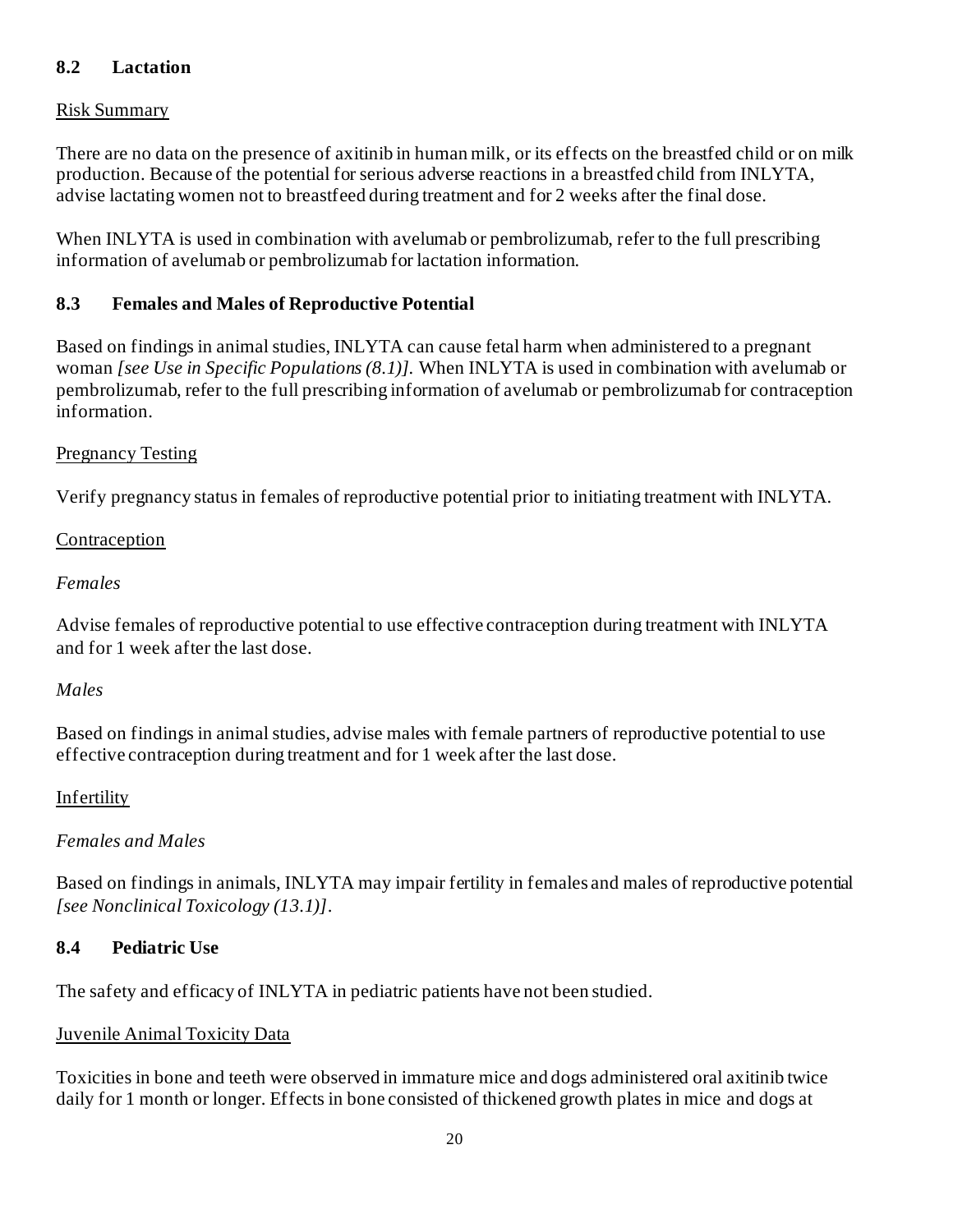### 8.2 Lactation

Risk Summary

There are no data on the presence of axitinib in human milk, or its effects on the breastfed child or on milk production. Because of the potential for serious adverse reactions in a breastfed child from INLYTA, advise lactating women not to breastfeed during treatment and for 2 weeks after the final dose.

When INLYTA is used in combination with avelumab or pembrolizumab, refer to the full prescribing information of avelumab or pembrolizumab for lactation information.

### 8.3 Females and Males of Reproductive Potential

Based on findings in animal studies, INLYTA can cause fetal harm when administered to a pregnant woman *[see Use in Specific Populations (8.1)]*. When INLYTA is used in combination with avelumab or pembrolizumab, refer to the full prescribing information of avelumab or pembrolizumab for contraception information.

Pregnancy Testing

Verify pregnancy status in females of reproductive potential prior to initiating treatment with INLYTA.

Contraception

*Females*

Advise females of reproductive potential to use effective contraception during treatment with INLYTA and for 1 week after the last dose.

*Males*

Based on findings in animal studies, advise males with female partners of reproductive potential to use effective contraception during treatment and for 1 week after the last dose.

Infertility

*Females and Males*

Based on findings in animals, INLYTA may impair fertility in females and males of reproductive potential *[see Nonclinical Toxicology (13.1)]*.

### 8.4 Pediatric Use

The safety and efficacy of INLYTA in pediatric patients have not been studied.

Juvenile Animal Toxicity Data

Toxicities in bone and teeth were observed in immature mice and dogs administered oral axitinib twice daily for 1 month or longer. Effects in bone consisted of thickened growth plates in mice and dogs at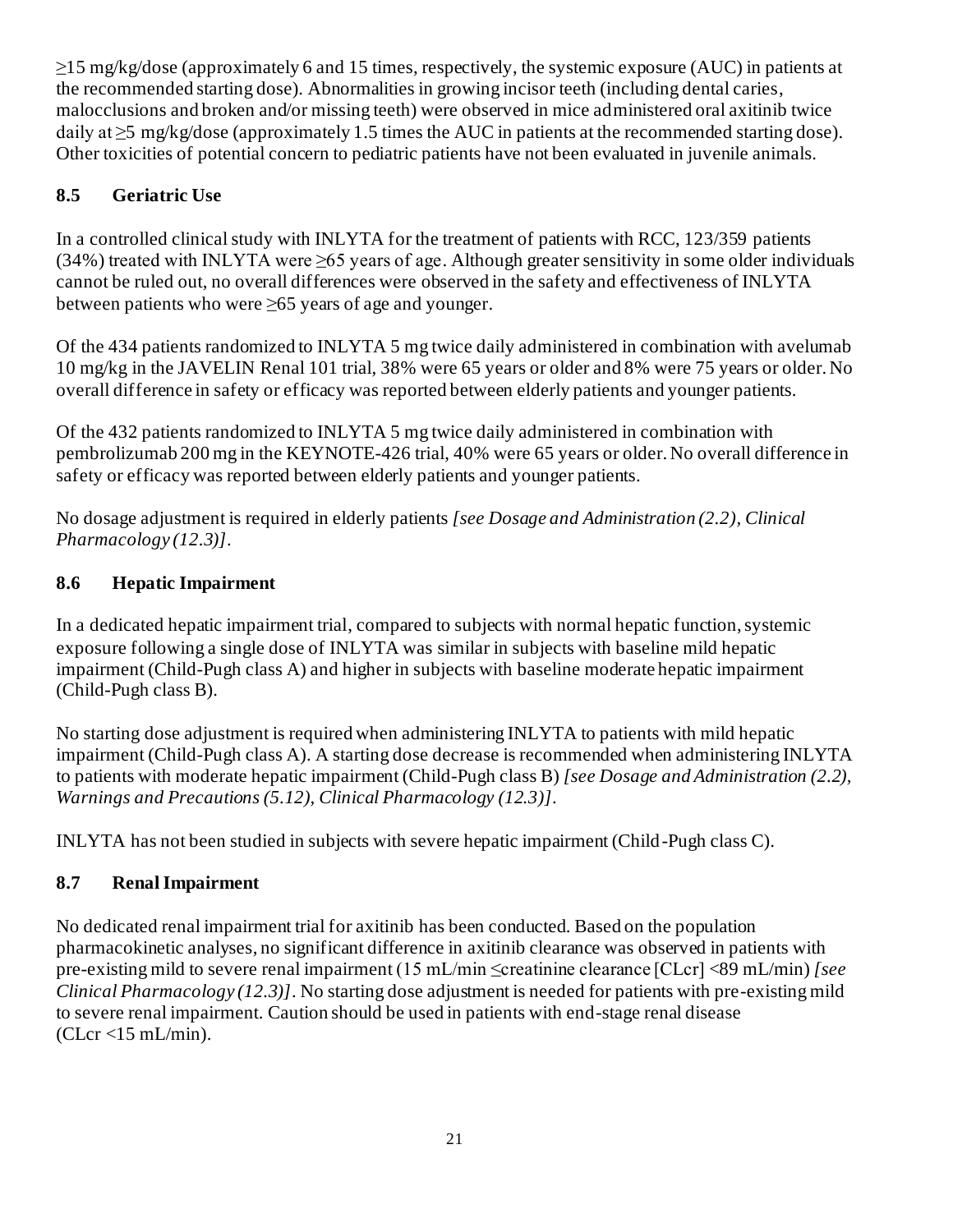≥15 mg/kg/dose (approximately 6 and 15 times, respectively, the systemic exposure (AUC) in patients at the recommended starting dose). Abnormalities in growing incisor teeth (including dental caries, malocclusions and broken and/or missing teeth) were observed in mice administered oral axitinib twice daily at ≥5 mg/kg/dose (approximately 1.5 times the AUC in patients at the recommended starting dose). Other toxicities of potential concern to pediatric patients have not been evaluated in juvenile animals.

### 8.5 Geriatric Use

In a controlled clinical study with INLYTA for the treatment of patients with RCC, 123/359 patients (34%) treated with INLYTA were ≥65 years of age. Although greater sensitivity in some older individuals cannot be ruled out, no overall differences were observed in the safety and effectiveness of INLYTA between patients who were ≥65 years of age and younger.

Of the 434 patients randomized to INLYTA 5 mg twice daily administered in combination with avelumab 10 mg/kg in the JAVELIN Renal 101 trial, 38% were 65 years or older and 8% were 75 years or older. No overall difference in safety or efficacy was reported between elderly patients and younger patients.

Of the 432 patients randomized to INLYTA 5 mg twice daily administered in combination with pembrolizumab 200 mg in the KEYNOTE-426 trial, 40% were 65 years or older. No overall difference in safety or efficacy was reported between elderly patients and younger patients.

No dosage adjustment is required in elderly patients *[see Dosage and Administration (2.2), Clinical Pharmacology (12.3)]*.

### 8.6 Hepatic Impairment

In a dedicated hepatic impairment trial, compared to subjects with normal hepatic function, systemic exposure following a single dose of INLYTA was similar in subjects with baseline mild hepatic impairment (Child-Pugh class A) and higher in subjects with baseline moderate hepatic impairment (Child-Pugh class B).

No starting dose adjustment is required when administering INLYTA to patients with mild hepatic impairment (Child-Pugh class A). A starting dose decrease is recommended when administering INLYTA to patients with moderate hepatic impairment (Child-Pugh class B) *[see Dosage and Administration (2.2), Warnings and Precautions (5.12), Clinical Pharmacology (12.3)]*.

INLYTA has not been studied in subjects with severe hepatic impairment (Child-Pugh class C).

### 8.7 Renal Impairment

No dedicated renal impairment trial for axitinib has been conducted. Based on the population pharmacokinetic analyses, no significant difference in axitinib clearance was observed in patients with pre-existing mild to severe renal impairment (15 mL/min ≤creatinine clearance [CLcr] <89 mL/min) *[see Clinical Pharmacology (12.3)]*. No starting dose adjustment is needed for patients with pre-existing mild to severe renal impairment. Caution should be used in patients with end-stage renal disease (CLcr <15 mL/min).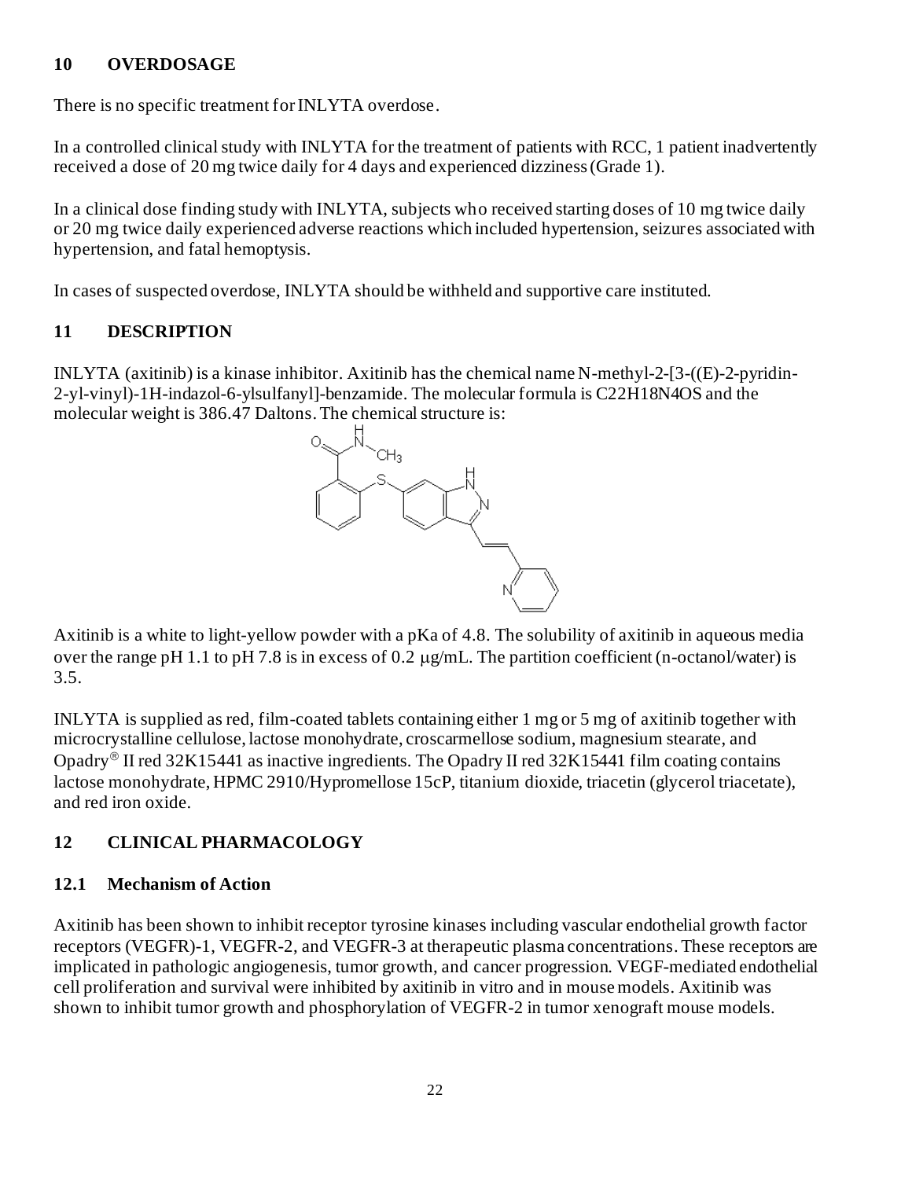## 10 OVERDOSAGE

There is no specific treatment for INLYTA overdose.

In a controlled clinical study with INLYTA for the treatment of patients with RCC, 1 patient inadvertently received a dose of 20 mg twice daily for 4 days and experienced dizziness (Grade 1).

In a clinical dose finding study with INLYTA, subjects who received starting doses of 10 mg twice daily or 20 mg twice daily experienced adverse reactions which included hypertension, seizures associated with hypertension, and fatal hemoptysis.

In cases of suspected overdose, INLYTA should be withheld and supportive care instituted.

## 11 DESCRIPTION

INLYTA (axitinib) is a kinase inhibitor. Axitinib has the chemical name N-methyl-2-[3-((E)-2-pyridin-2-yl-vinyl)-1H-indazol-6-ylsulfanyl]-benzamide. The molecular formula is $C_{22}H_{18}N_4OS$ and the molecular weight is 386.47 Daltons. The chemical structure is:

Axitinib is a white to light-yellow powder with a pKa of 4.8. The solubility of axitinib in aqueous media over the range pH 1.1 to pH 7.8 is in excess of 0.2 μg/mL. The partition coefficient (n-octanol/water) is 3.5.

INLYTA is supplied as red, film-coated tablets containing either 1 mg or 5 mg of axitinib together with microcrystalline cellulose, lactose monohydrate, croscarmellose sodium, magnesium stearate, and Opadry® II red 32K15441 as inactive ingredients. The Opadry II red 32K15441 film coating contains lactose monohydrate, HPMC 2910/Hypromellose 15cP, titanium dioxide, triacetin (glycerol triacetate), and red iron oxide.

## 12 CLINICAL PHARMACOLOGY

### 12.1 Mechanism of Action

Axitinib has been shown to inhibit receptor tyrosine kinases including vascular endothelial growth factor receptors (VEGFR)-1, VEGFR-2, and VEGFR-3 at therapeutic plasma concentrations. These receptors are implicated in pathologic angiogenesis, tumor growth, and cancer progression. VEGF-mediated endothelial cell proliferation and survival were inhibited by axitinib in vitro and in mouse models. Axitinib was shown to inhibit tumor growth and phosphorylation of VEGFR-2 in tumor xenograft mouse models.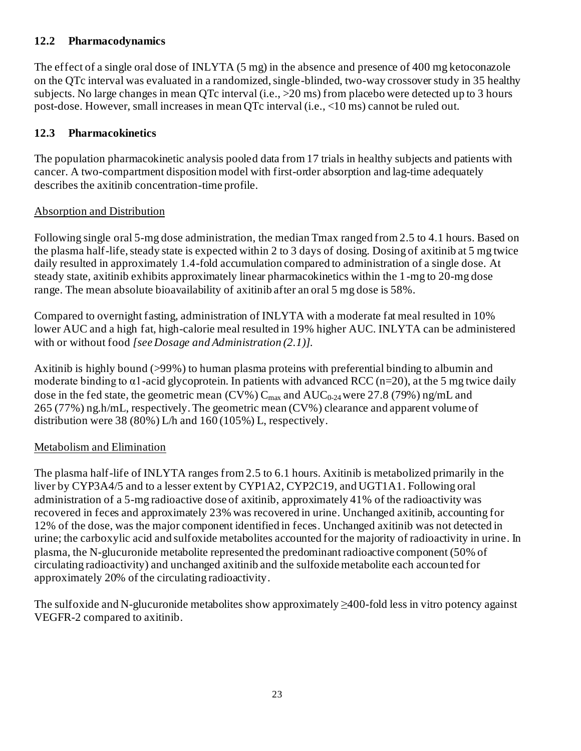## 12.2 Pharmacodynamics

The effect of a single oral dose of INLYTA (5 mg) in the absence and presence of 400 mg ketoconazole on the QTc interval was evaluated in a randomized, single-blinded, two-way crossover study in 35 healthy subjects. No large changes in mean QTc interval (i.e., >20 ms) from placebo were detected up to 3 hours post-dose. However, small increases in mean QTc interval (i.e., <10 ms) cannot be ruled out.

## 12.3 Pharmacokinetics

The population pharmacokinetic analysis pooled data from 17 trials in healthy subjects and patients with cancer. A two-compartment disposition model with first-order absorption and lag-time adequately describes the axitinib concentration-time profile.

Absorption and Distribution

Following single oral 5-mg dose administration, the median Tmax ranged from 2.5 to 4.1 hours. Based on the plasma half-life, steady state is expected within 2 to 3 days of dosing. Dosing of axitinib at 5 mg twice daily resulted in approximately 1.4-fold accumulation compared to administration of a single dose. At steady state, axitinib exhibits approximately linear pharmacokinetics within the 1-mg to 20-mg dose range. The mean absolute bioavailability of axitinib after an oral 5 mg dose is 58%.

Compared to overnight fasting, administration of INLYTA with a moderate fat meal resulted in 10% lower AUC and a high fat, high-calorie meal resulted in 19% higher AUC. INLYTA can be administered with or without food *[see Dosage and Administration (2.1)].*

Axitinib is highly bound (>99%) to human plasma proteins with preferential binding to albumin and moderate binding to α1-acid glycoprotein. In patients with advanced RCC (n=20), at the 5 mg twice daily dose in the fed state, the geometric mean (CV%) $C_{max}$ and $AUC_{0-24}$ were 27.8 (79%) ng/mL and 265 (77%) ng.h/mL, respectively. The geometric mean (CV%) clearance and apparent volume of distribution were 38 (80%) L/h and 160 (105%) L, respectively.

Metabolism and Elimination

The plasma half-life of INLYTA ranges from 2.5 to 6.1 hours. Axitinib is metabolized primarily in the liver by CYP3A4/5 and to a lesser extent by CYP1A2, CYP2C19, and UGT1A1. Following oral administration of a 5-mg radioactive dose of axitinib, approximately 41% of the radioactivity was recovered in feces and approximately 23% was recovered in urine. Unchanged axitinib, accounting for 12% of the dose, was the major component identified in feces. Unchanged axitinib was not detected in urine; the carboxylic acid and sulfoxide metabolites accounted for the majority of radioactivity in urine. In plasma, the N-glucuronide metabolite represented the predominant radioactive component (50% of circulating radioactivity) and unchanged axitinib and the sulfoxide metabolite each accounted for approximately 20% of the circulating radioactivity.

The sulfoxide and N-glucuronide metabolites show approximately ≥400-fold less in vitro potency against VEGFR-2 compared to axitinib.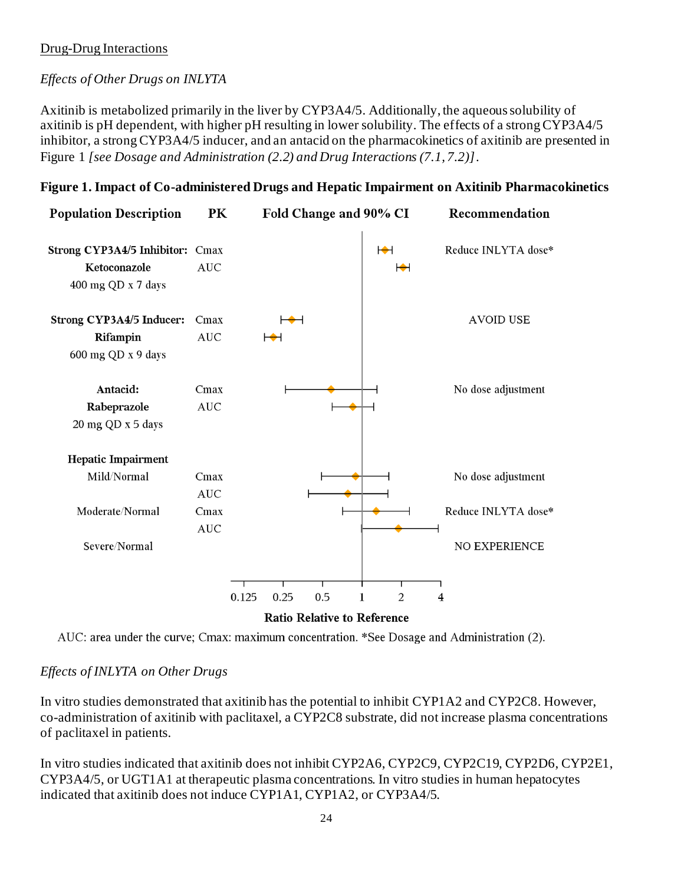Drug-Drug Interactions

*Effects of Other Drugs on INLYTA*

Axitinib is metabolized primarily in the liver by CYP3A4/5. Additionally, the aqueous solubility of axitinib is pH dependent, with higher pH resulting in lower solubility. The effects of a strong CYP3A4/5 inhibitor, a strong CYP3A4/5 inducer, and an antacid on the pharmacokinetics of axitinib are presented in Figure 1 *[see Dosage and Administration (2.2) and Drug Interactions (7.1, 7.2)]*.

**Figure 1. Impact of Co-administered Drugs and Hepatic Impairment on Axitinib Pharmacokinetics**

| Population Description | PK | Fold Change and 90% CI | Recommendation |
|---|---|---|---|
| **Strong CYP3A4/5 Inhibitor: Ketoconazole** 400 mg QD x 7 days | Cmax | | Reduce INLYTA dose* |
| | AUC | | |
| **Strong CYP3A4/5 Inducer: Rifampin** 600 mg QD x 9 days | Cmax | | AVOID USE |
| | AUC | | |
| **Antacid: Rabeprazole** 20 mg QD x 5 days | Cmax | | No dose adjustment |
| | AUC | | |
| **Hepatic Impairment** | | | |
| Mild/Normal | Cmax | | No dose adjustment |
| | AUC | | |
| Moderate/Normal | Cmax | | Reduce INLYTA dose* |
| | AUC | | |
| Severe/Normal | | | NO EXPERIENCE |

Ratio Relative to Reference (axis: 0.125, 0.25, 0.5, 1, 2, 4)

AUC: area under the curve; Cmax: maximum concentration. *See Dosage and Administration (2).

*Effects of INLYTA on Other Drugs*

In vitro studies demonstrated that axitinib has the potential to inhibit CYP1A2 and CYP2C8. However, co-administration of axitinib with paclitaxel, a CYP2C8 substrate, did not increase plasma concentrations of paclitaxel in patients.

In vitro studies indicated that axitinib does not inhibit CYP2A6, CYP2C9, CYP2C19, CYP2D6, CYP2E1, CYP3A4/5, or UGT1A1 at therapeutic plasma concentrations. In vitro studies in human hepatocytes indicated that axitinib does not induce CYP1A1, CYP1A2, or CYP3A4/5.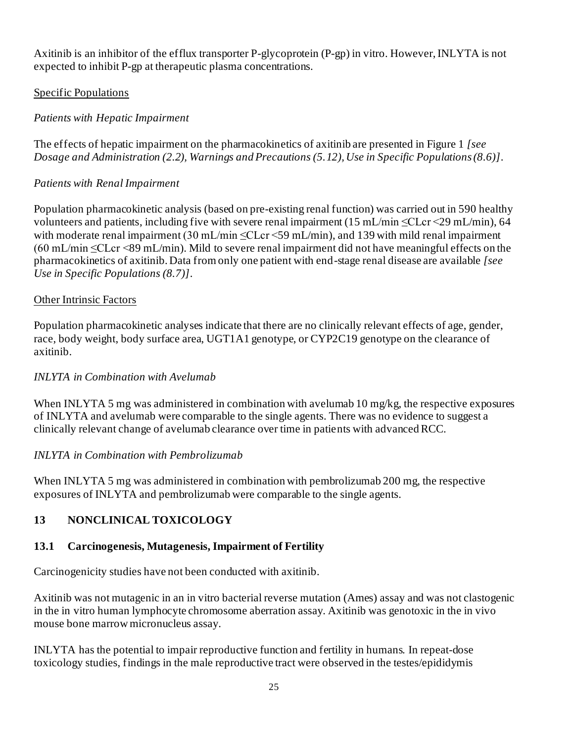Axitinib is an inhibitor of the efflux transporter P-glycoprotein (P-gp) in vitro. However, INLYTA is not expected to inhibit P-gp at therapeutic plasma concentrations.

Specific Populations

*Patients with Hepatic Impairment*

The effects of hepatic impairment on the pharmacokinetics of axitinib are presented in Figure 1 *[see Dosage and Administration (2.2), Warnings and Precautions (5.12), Use in Specific Populations (8.6)]*.

*Patients with Renal Impairment*

Population pharmacokinetic analysis (based on pre-existing renal function) was carried out in 590 healthy volunteers and patients, including five with severe renal impairment (15 mL/min ≤CLcr <29 mL/min), 64 with moderate renal impairment (30 mL/min ≤CLcr <59 mL/min), and 139 with mild renal impairment (60 mL/min ≤CLcr <89 mL/min). Mild to severe renal impairment did not have meaningful effects on the pharmacokinetics of axitinib. Data from only one patient with end-stage renal disease are available *[see Use in Specific Populations (8.7)]*.

Other Intrinsic Factors

Population pharmacokinetic analyses indicate that there are no clinically relevant effects of age, gender, race, body weight, body surface area, UGT1A1 genotype, or CYP2C19 genotype on the clearance of axitinib.

*INLYTA in Combination with Avelumab*

When INLYTA 5 mg was administered in combination with avelumab 10 mg/kg, the respective exposures of INLYTA and avelumab were comparable to the single agents. There was no evidence to suggest a clinically relevant change of avelumab clearance over time in patients with advanced RCC.

*INLYTA in Combination with Pembrolizumab*

When INLYTA 5 mg was administered in combination with pembrolizumab 200 mg, the respective exposures of INLYTA and pembrolizumab were comparable to the single agents.

## 13 NONCLINICAL TOXICOLOGY

### 13.1 Carcinogenesis, Mutagenesis, Impairment of Fertility

Carcinogenicity studies have not been conducted with axitinib.

Axitinib was not mutagenic in an in vitro bacterial reverse mutation (Ames) assay and was not clastogenic in the in vitro human lymphocyte chromosome aberration assay. Axitinib was genotoxic in the in vivo mouse bone marrow micronucleus assay.

INLYTA has the potential to impair reproductive function and fertility in humans. In repeat-dose toxicology studies, findings in the male reproductive tract were observed in the testes/epididymis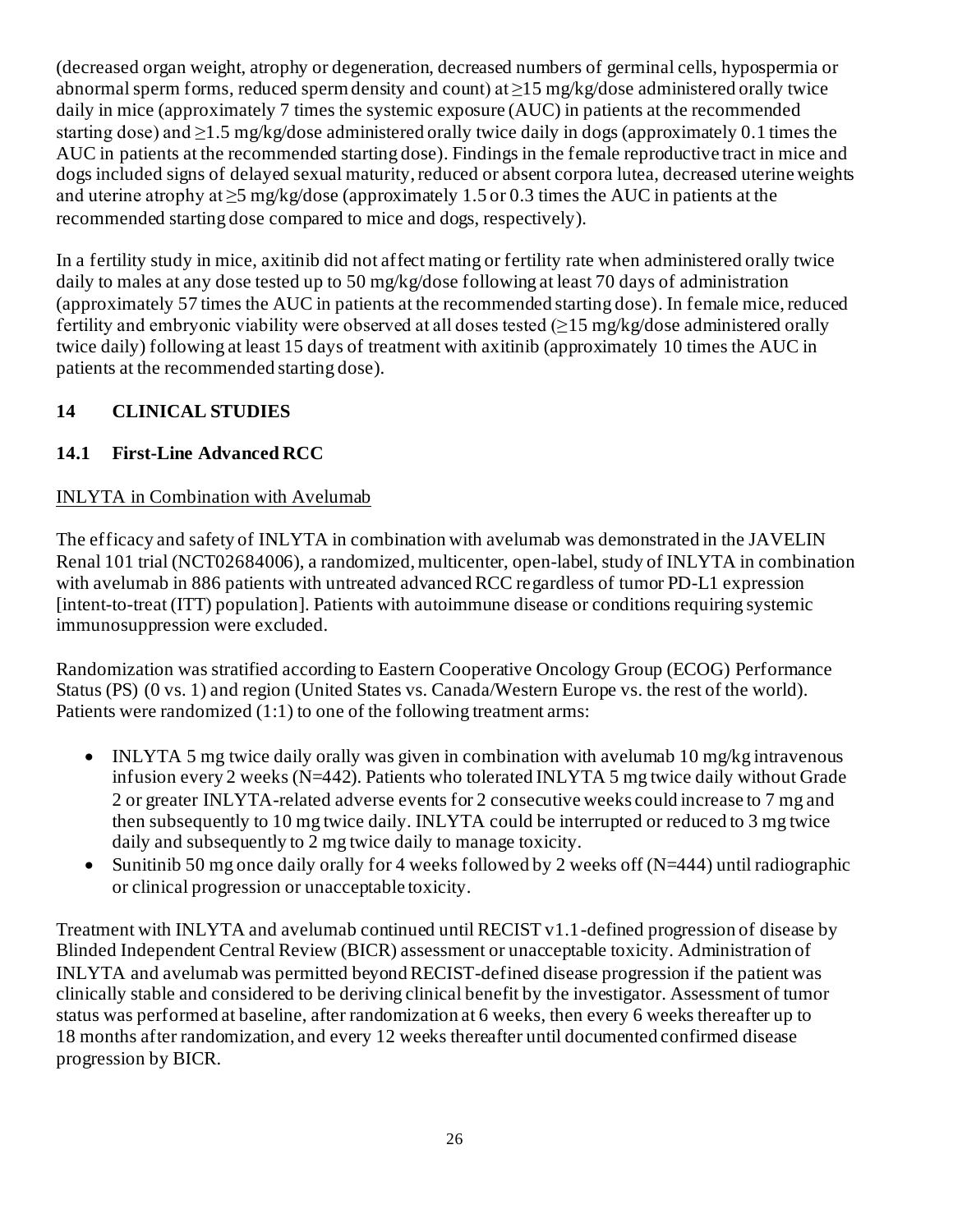(decreased organ weight, atrophy or degeneration, decreased numbers of germinal cells, hypospermia or abnormal sperm forms, reduced sperm density and count) at ≥15 mg/kg/dose administered orally twice daily in mice (approximately 7 times the systemic exposure (AUC) in patients at the recommended starting dose) and ≥1.5 mg/kg/dose administered orally twice daily in dogs (approximately 0.1 times the AUC in patients at the recommended starting dose). Findings in the female reproductive tract in mice and dogs included signs of delayed sexual maturity, reduced or absent corpora lutea, decreased uterine weights and uterine atrophy at ≥5 mg/kg/dose (approximately 1.5 or 0.3 times the AUC in patients at the recommended starting dose compared to mice and dogs, respectively).

In a fertility study in mice, axitinib did not affect mating or fertility rate when administered orally twice daily to males at any dose tested up to 50 mg/kg/dose following at least 70 days of administration (approximately 57 times the AUC in patients at the recommended starting dose). In female mice, reduced fertility and embryonic viability were observed at all doses tested (≥15 mg/kg/dose administered orally twice daily) following at least 15 days of treatment with axitinib (approximately 10 times the AUC in patients at the recommended starting dose).

## 14 CLINICAL STUDIES

### 14.1 First-Line Advanced RCC

INLYTA in Combination with Avelumab

The efficacy and safety of INLYTA in combination with avelumab was demonstrated in the JAVELIN Renal 101 trial (NCT02684006), a randomized, multicenter, open-label, study of INLYTA in combination with avelumab in 886 patients with untreated advanced RCC regardless of tumor PD-L1 expression [intent-to-treat (ITT) population]. Patients with autoimmune disease or conditions requiring systemic immunosuppression were excluded.

Randomization was stratified according to Eastern Cooperative Oncology Group (ECOG) Performance Status (PS) (0 vs. 1) and region (United States vs. Canada/Western Europe vs. the rest of the world). Patients were randomized (1:1) to one of the following treatment arms:

- INLYTA 5 mg twice daily orally was given in combination with avelumab 10 mg/kg intravenous infusion every 2 weeks (N=442). Patients who tolerated INLYTA 5 mg twice daily without Grade 2 or greater INLYTA-related adverse events for 2 consecutive weeks could increase to 7 mg and then subsequently to 10 mg twice daily. INLYTA could be interrupted or reduced to 3 mg twice daily and subsequently to 2 mg twice daily to manage toxicity.
- Sunitinib 50 mg once daily orally for 4 weeks followed by 2 weeks off (N=444) until radiographic or clinical progression or unacceptable toxicity.

Treatment with INLYTA and avelumab continued until RECIST v1.1-defined progression of disease by Blinded Independent Central Review (BICR) assessment or unacceptable toxicity. Administration of INLYTA and avelumab was permitted beyond RECIST-defined disease progression if the patient was clinically stable and considered to be deriving clinical benefit by the investigator. Assessment of tumor status was performed at baseline, after randomization at 6 weeks, then every 6 weeks thereafter up to 18 months after randomization, and every 12 weeks thereafter until documented confirmed disease progression by BICR.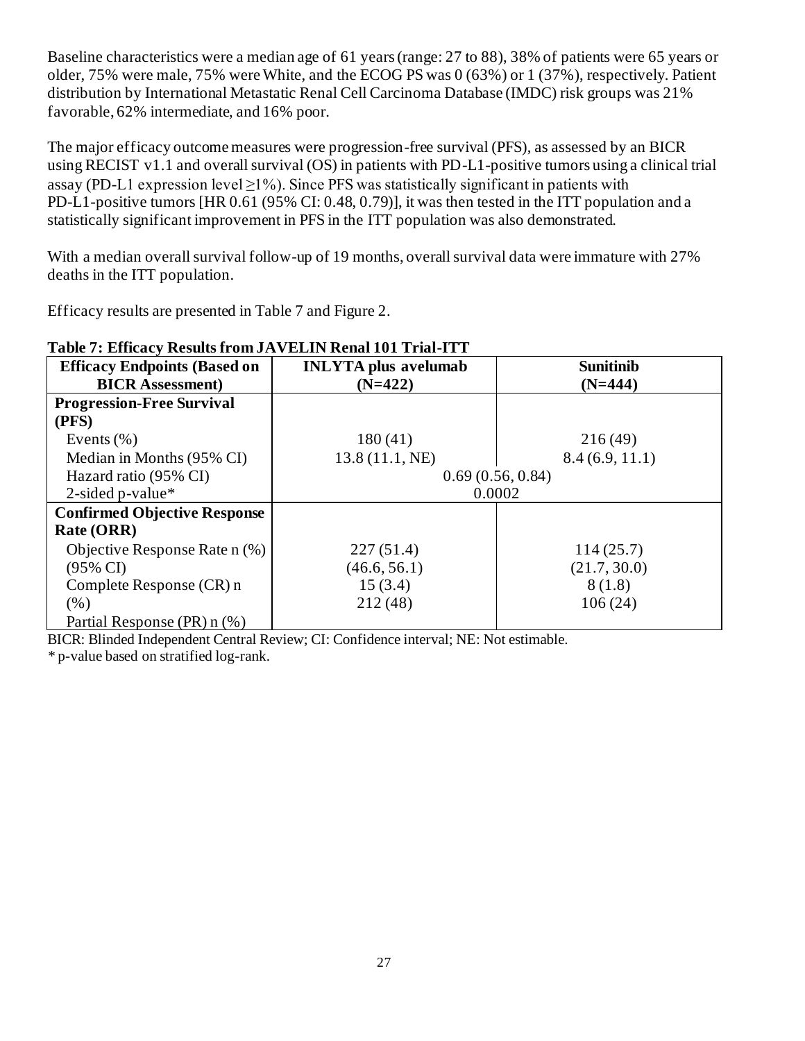Baseline characteristics were a median age of 61 years (range: 27 to 88), 38% of patients were 65 years or older, 75% were male, 75% were White, and the ECOG PS was 0 (63%) or 1 (37%), respectively. Patient distribution by International Metastatic Renal Cell Carcinoma Database (IMDC) risk groups was 21% favorable, 62% intermediate, and 16% poor.

The major efficacy outcome measures were progression-free survival (PFS), as assessed by an BICR using RECIST v1.1 and overall survival (OS) in patients with PD-L1-positive tumors using a clinical trial assay (PD-L1 expression level ≥1%). Since PFS was statistically significant in patients with PD-L1-positive tumors [HR 0.61 (95% CI: 0.48, 0.79)], it was then tested in the ITT population and a statistically significant improvement in PFS in the ITT population was also demonstrated.

With a median overall survival follow-up of 19 months, overall survival data were immature with 27% deaths in the ITT population.

Efficacy results are presented in Table 7 and Figure 2.

**Table 7: Efficacy Results from JAVELIN Renal 101 Trial-ITT**

| Efficacy Endpoints (Based on BICR Assessment) | INLYTA plus avelumab (N=422) | Sunitinib (N=444) |
|---|---|---|
| **Progression-Free Survival (PFS)** | | |
| Events (%) | 180 (41) | 216 (49) |
| Median in Months (95% CI) | 13.8 (11.1, NE) | 8.4 (6.9, 11.1) |
| Hazard ratio (95% CI) | 0.69 (0.56, 0.84) | |
| 2-sided p-value* | 0.0002 | |
| **Confirmed Objective Response Rate (ORR)** | | |
| Objective Response Rate n (%) | 227 (51.4) | 114 (25.7) |
| (95% CI) | (46.6, 56.1) | (21.7, 30.0) |
| Complete Response (CR) n (%) | 15 (3.4) | 8 (1.8) |
| Partial Response (PR) n (%) | 212 (48) | 106 (24) |

BICR: Blinded Independent Central Review; CI: Confidence interval; NE: Not estimable.
* p-value based on stratified log-rank.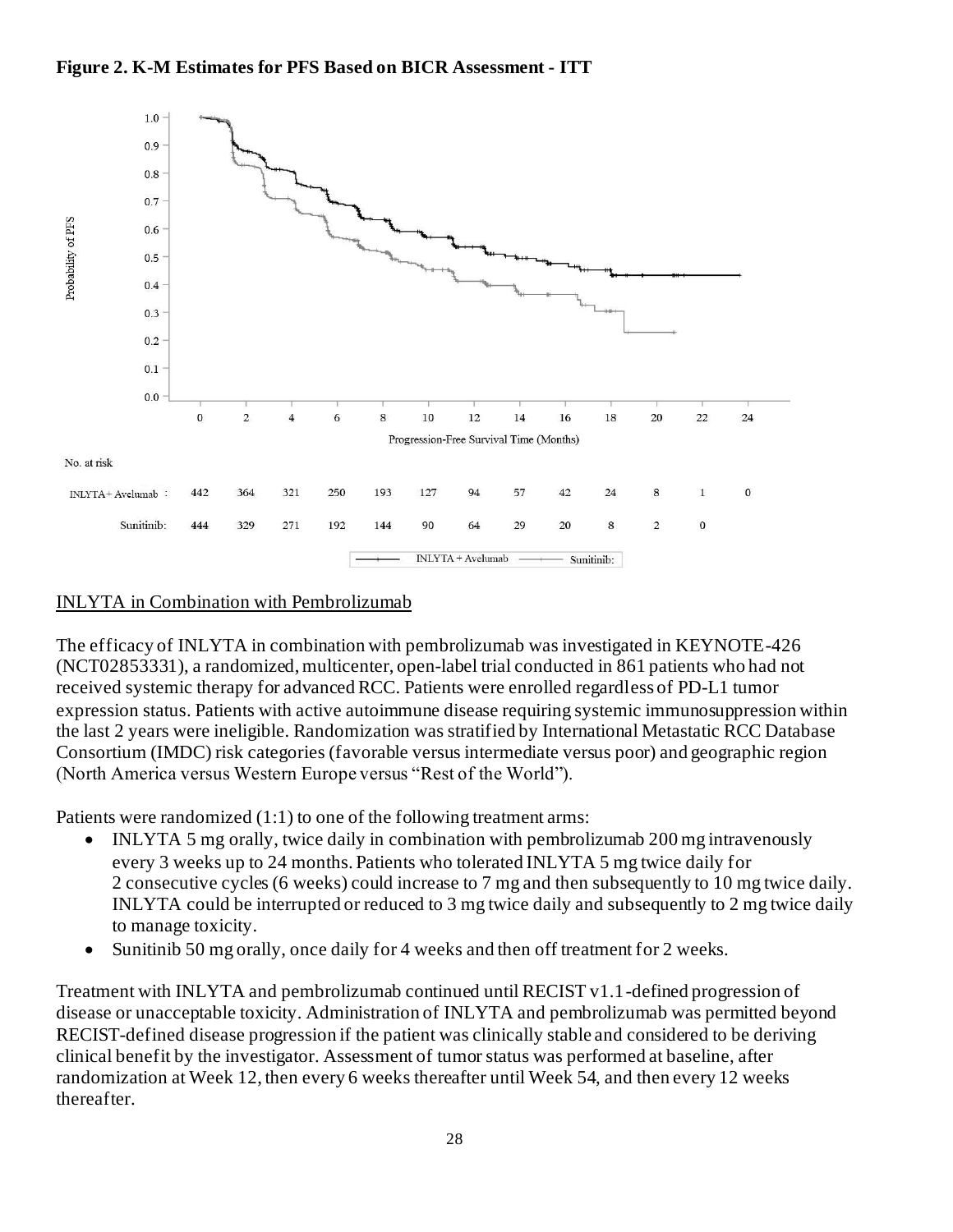**Figure 2. K-M Estimates for PFS Based on BICR Assessment - ITT**

No. at risk

| | 0 | 2 | 4 | 6 | 8 | 10 | 12 | 14 | 16 | 18 | 20 | 22 | 24 |
|---|---|---|---|---|---|---|---|---|---|---|---|---|---|
| INLYTA + Avelumab | 442 | 364 | 321 | 250 | 193 | 127 | 94 | 57 | 42 | 24 | 8 | 1 | 0 |
| Sunitinib: | 444 | 329 | 271 | 192 | 144 | 90 | 64 | 29 | 20 | 8 | 2 | 0 | |

INLYTA in Combination with Pembrolizumab

The efficacy of INLYTA in combination with pembrolizumab was investigated in KEYNOTE-426 (NCT02853331), a randomized, multicenter, open-label trial conducted in 861 patients who had not received systemic therapy for advanced RCC. Patients were enrolled regardless of PD-L1 tumor expression status. Patients with active autoimmune disease requiring systemic immunosuppression within the last 2 years were ineligible. Randomization was stratified by International Metastatic RCC Database Consortium (IMDC) risk categories (favorable versus intermediate versus poor) and geographic region (North America versus Western Europe versus "Rest of the World").

Patients were randomized (1:1) to one of the following treatment arms:

- INLYTA 5 mg orally, twice daily in combination with pembrolizumab 200 mg intravenously every 3 weeks up to 24 months. Patients who tolerated INLYTA 5 mg twice daily for 2 consecutive cycles (6 weeks) could increase to 7 mg and then subsequently to 10 mg twice daily. INLYTA could be interrupted or reduced to 3 mg twice daily and subsequently to 2 mg twice daily to manage toxicity.
- Sunitinib 50 mg orally, once daily for 4 weeks and then off treatment for 2 weeks.

Treatment with INLYTA and pembrolizumab continued until RECIST v1.1-defined progression of disease or unacceptable toxicity. Administration of INLYTA and pembrolizumab was permitted beyond RECIST-defined disease progression if the patient was clinically stable and considered to be deriving clinical benefit by the investigator. Assessment of tumor status was performed at baseline, after randomization at Week 12, then every 6 weeks thereafter until Week 54, and then every 12 weeks thereafter.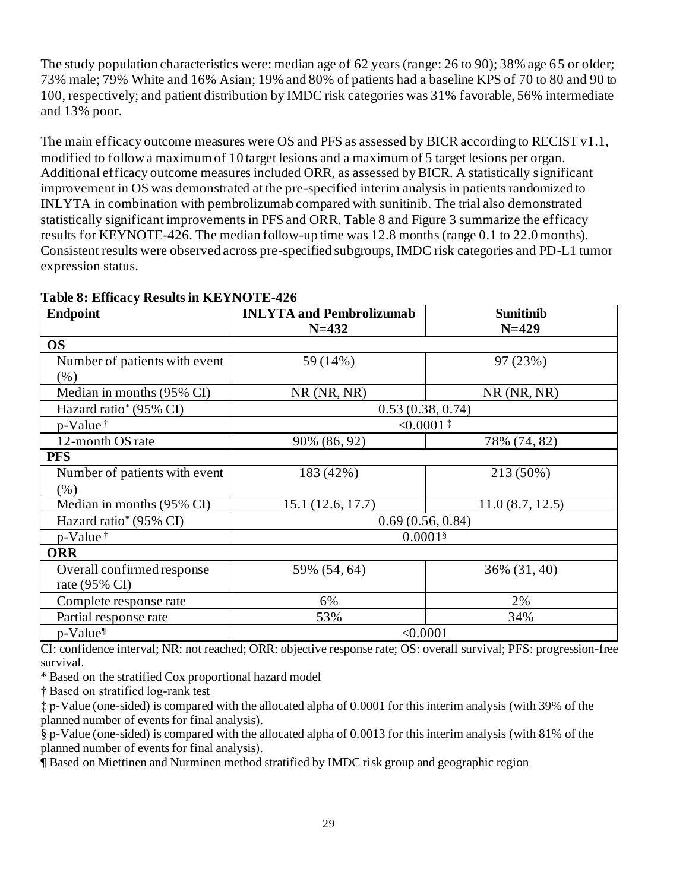The study population characteristics were: median age of 62 years (range: 26 to 90); 38% age 65 or older; 73% male; 79% White and 16% Asian; 19% and 80% of patients had a baseline KPS of 70 to 80 and 90 to 100, respectively; and patient distribution by IMDC risk categories was 31% favorable, 56% intermediate and 13% poor.

The main efficacy outcome measures were OS and PFS as assessed by BICR according to RECIST v1.1, modified to follow a maximum of 10 target lesions and a maximum of 5 target lesions per organ. Additional efficacy outcome measures included ORR, as assessed by BICR. A statistically significant improvement in OS was demonstrated at the pre-specified interim analysis in patients randomized to INLYTA in combination with pembrolizumab compared with sunitinib. The trial also demonstrated statistically significant improvements in PFS and ORR. Table 8 and Figure 3 summarize the efficacy results for KEYNOTE-426. The median follow-up time was 12.8 months (range 0.1 to 22.0 months). Consistent results were observed across pre-specified subgroups, IMDC risk categories and PD-L1 tumor expression status.

**Table 8: Efficacy Results in KEYNOTE-426**

| Endpoint | INLYTA and Pembrolizumab N=432 | Sunitinib N=429 |
|---|---|---|
| **OS** | | |
| Number of patients with event (%) | 59 (14%) | 97 (23%) |
| Median in months (95% CI) | NR (NR, NR) | NR (NR, NR) |
| Hazard ratio* (95% CI) | 0.53 (0.38, 0.74) | |
| p-Value † | <0.0001 ‡ | |
| 12-month OS rate | 90% (86, 92) | 78% (74, 82) |
| **PFS** | | |
| Number of patients with event (%) | 183 (42%) | 213 (50%) |
| Median in months (95% CI) | 15.1 (12.6, 17.7) | 11.0 (8.7, 12.5) |
| Hazard ratio* (95% CI) | 0.69 (0.56, 0.84) | |
| p-Value † | 0.0001§ | |
| **ORR** | | |
| Overall confirmed response rate (95% CI) | 59% (54, 64) | 36% (31, 40) |
| Complete response rate | 6% | 2% |
| Partial response rate | 53% | 34% |
| p-Value¶ | <0.0001 | |

CI: confidence interval; NR: not reached; ORR: objective response rate; OS: overall survival; PFS: progression-free survival.

\* Based on the stratified Cox proportional hazard model

† Based on stratified log-rank test

‡ p-Value (one-sided) is compared with the allocated alpha of 0.0001 for this interim analysis (with 39% of the planned number of events for final analysis).

§ p-Value (one-sided) is compared with the allocated alpha of 0.0013 for this interim analysis (with 81% of the planned number of events for final analysis).

¶ Based on Miettinen and Nurminen method stratified by IMDC risk group and geographic region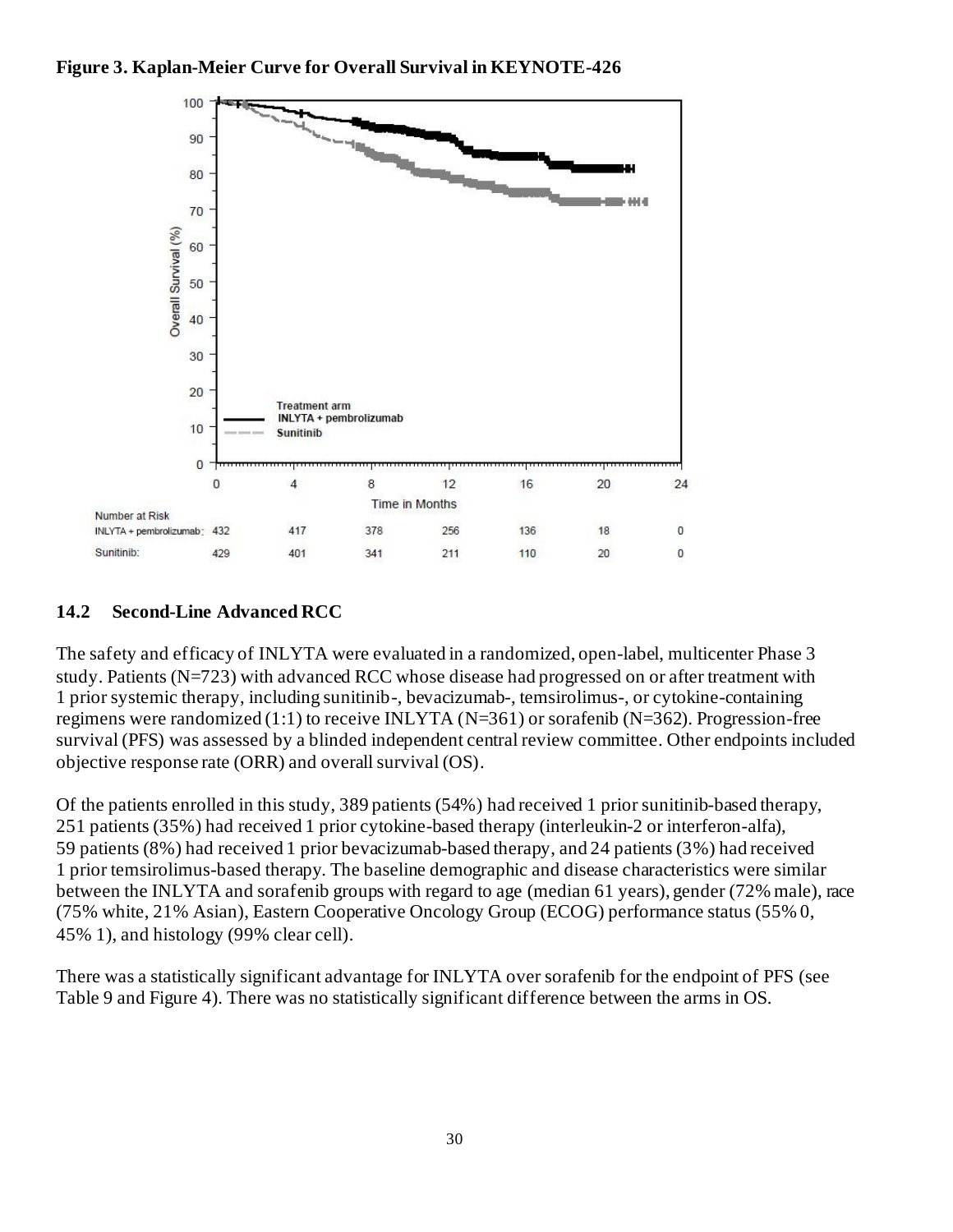**Figure 3. Kaplan-Meier Curve for Overall Survival in KEYNOTE-426**

| Number at Risk | 0 | 4 | 8 | 12 | 16 | 20 | 24 |
|---|---|---|---|---|---|---|---|
| INLYTA + pembrolizumab: | 432 | 417 | 378 | 256 | 136 | 18 | 0 |
| Sunitinib: | 429 | 401 | 341 | 211 | 110 | 20 | 0 |

## 14.2 Second-Line Advanced RCC

The safety and efficacy of INLYTA were evaluated in a randomized, open-label, multicenter Phase 3 study. Patients (N=723) with advanced RCC whose disease had progressed on or after treatment with 1 prior systemic therapy, including sunitinib-, bevacizumab-, temsirolimus-, or cytokine-containing regimens were randomized (1:1) to receive INLYTA (N=361) or sorafenib (N=362). Progression-free survival (PFS) was assessed by a blinded independent central review committee. Other endpoints included objective response rate (ORR) and overall survival (OS).

Of the patients enrolled in this study, 389 patients (54%) had received 1 prior sunitinib-based therapy, 251 patients (35%) had received 1 prior cytokine-based therapy (interleukin-2 or interferon-alfa), 59 patients (8%) had received 1 prior bevacizumab-based therapy, and 24 patients (3%) had received 1 prior temsirolimus-based therapy. The baseline demographic and disease characteristics were similar between the INLYTA and sorafenib groups with regard to age (median 61 years), gender (72% male), race (75% white, 21% Asian), Eastern Cooperative Oncology Group (ECOG) performance status (55% 0, 45% 1), and histology (99% clear cell).

There was a statistically significant advantage for INLYTA over sorafenib for the endpoint of PFS (see Table 9 and Figure 4). There was no statistically significant difference between the arms in OS.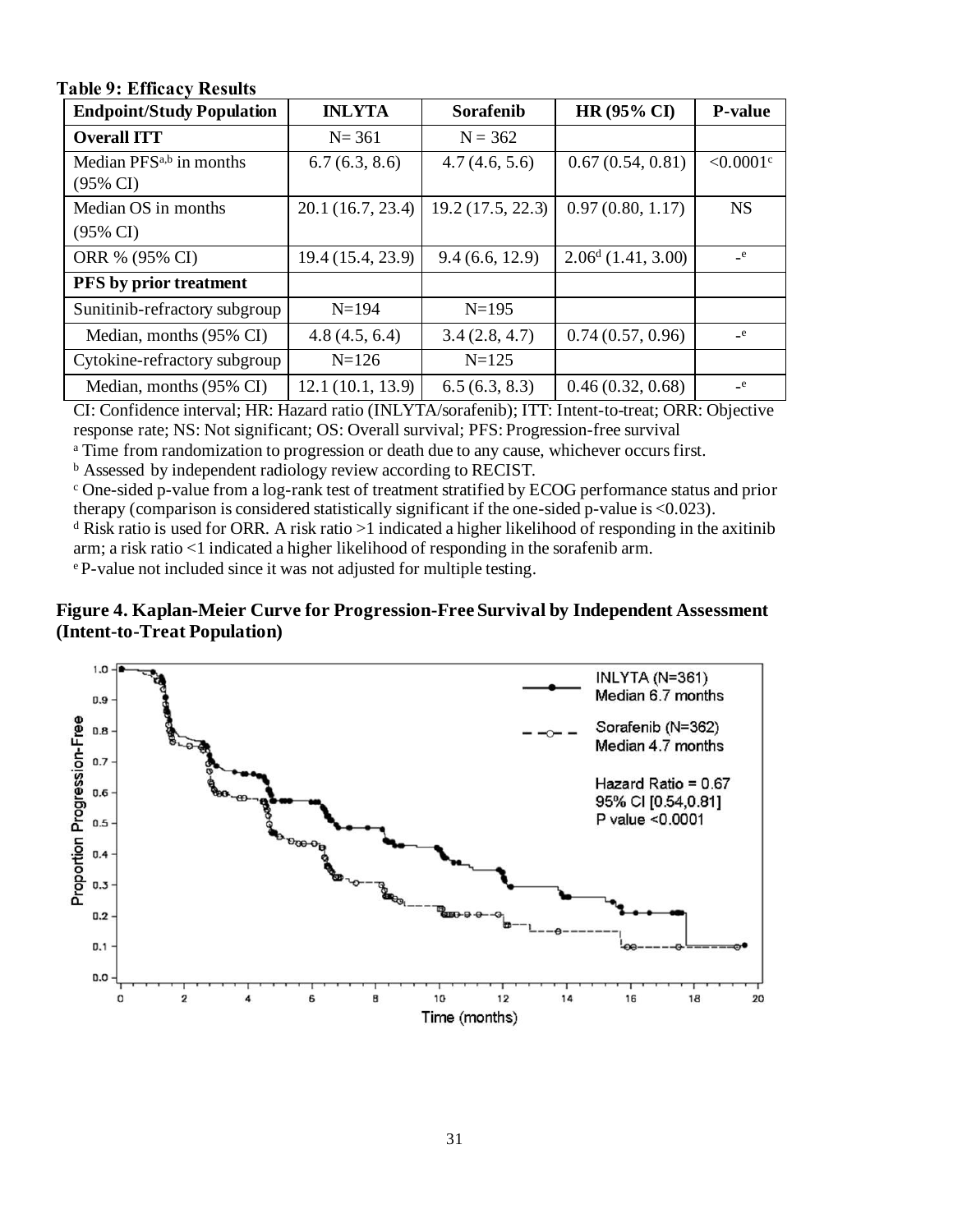**Table 9: Efficacy Results**

| Endpoint/Study Population | INLYTA | Sorafenib | HR (95% CI) | P-value |
|---|---|---|---|---|
| **Overall ITT** | N= 361 | N = 362 | | |
| Median PFS[a,b] in months (95% CI) | 6.7 (6.3, 8.6) | 4.7 (4.6, 5.6) | 0.67 (0.54, 0.81) | <0.0001[c] |
| Median OS in months (95% CI) | 20.1 (16.7, 23.4) | 19.2 (17.5, 22.3) | 0.97 (0.80, 1.17) | NS |
| ORR % (95% CI) | 19.4 (15.4, 23.9) | 9.4 (6.6, 12.9) | 2.06[d] (1.41, 3.00) | -[e] |
| **PFS by prior treatment** | | | | |
| Sunitinib-refractory subgroup | N=194 | N=195 | | |
| Median, months (95% CI) | 4.8 (4.5, 6.4) | 3.4 (2.8, 4.7) | 0.74 (0.57, 0.96) | -[e] |
| Cytokine-refractory subgroup | N=126 | N=125 | | |
| Median, months (95% CI) | 12.1 (10.1, 13.9) | 6.5 (6.3, 8.3) | 0.46 (0.32, 0.68) | -[e] |

CI: Confidence interval; HR: Hazard ratio (INLYTA/sorafenib); ITT: Intent-to-treat; ORR: Objective response rate; NS: Not significant; OS: Overall survival; PFS: Progression-free survival

[a] Time from randomization to progression or death due to any cause, whichever occurs first.

[b] Assessed by independent radiology review according to RECIST.

[c] One-sided p-value from a log-rank test of treatment stratified by ECOG performance status and prior therapy (comparison is considered statistically significant if the one-sided p-value is <0.023).

[d] Risk ratio is used for ORR. A risk ratio >1 indicated a higher likelihood of responding in the axitinib arm; a risk ratio <1 indicated a higher likelihood of responding in the sorafenib arm.

[e] P-value not included since it was not adjusted for multiple testing.

**Figure 4. Kaplan-Meier Curve for Progression-Free Survival by Independent Assessment (Intent-to-Treat Population)**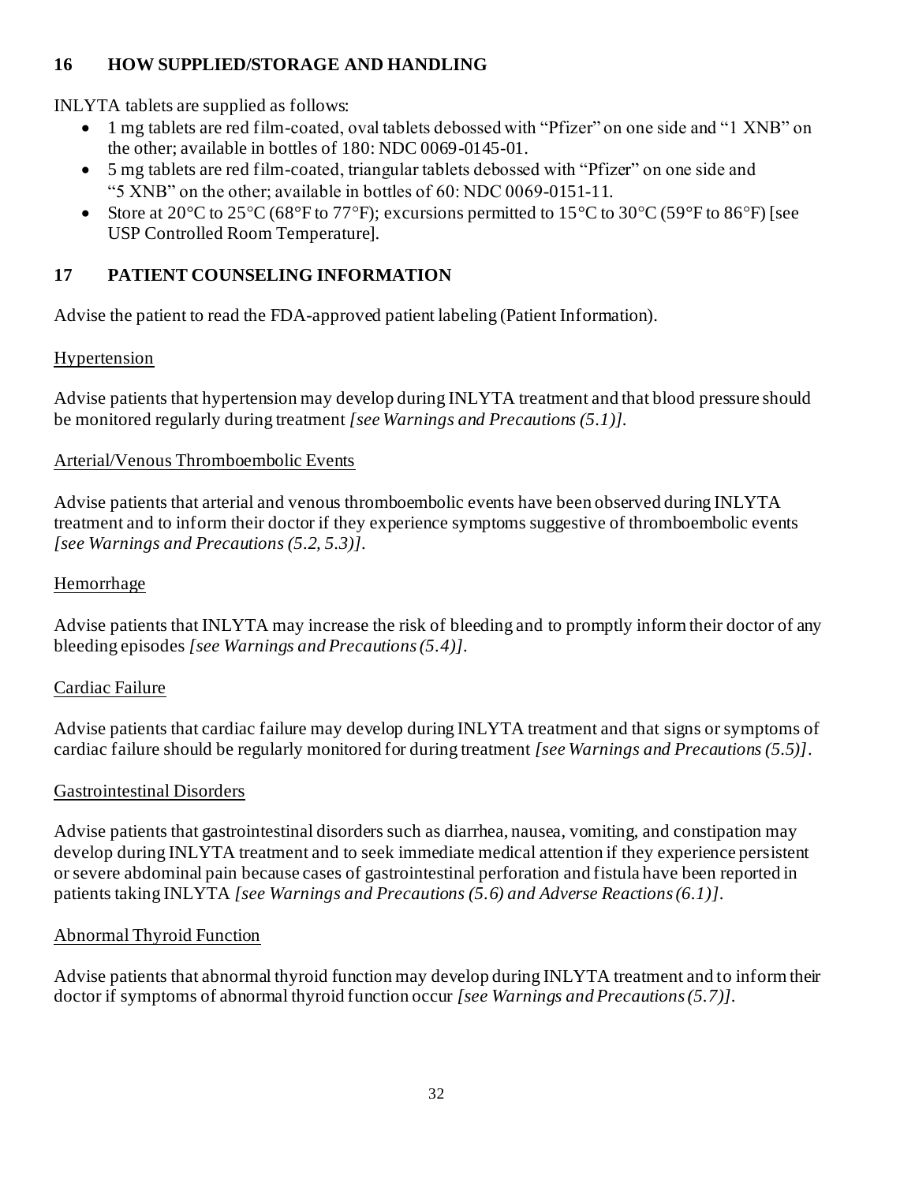## 16 HOW SUPPLIED/STORAGE AND HANDLING

INLYTA tablets are supplied as follows:

- 1 mg tablets are red film-coated, oval tablets debossed with "Pfizer" on one side and "1 XNB" on the other; available in bottles of 180: NDC 0069-0145-01.
- 5 mg tablets are red film-coated, triangular tablets debossed with "Pfizer" on one side and "5 XNB" on the other; available in bottles of 60: NDC 0069-0151-11.
- Store at 20°C to 25°C (68°F to 77°F); excursions permitted to 15°C to 30°C (59°F to 86°F) [see USP Controlled Room Temperature].

## 17 PATIENT COUNSELING INFORMATION

Advise the patient to read the FDA-approved patient labeling (Patient Information).

Hypertension

Advise patients that hypertension may develop during INLYTA treatment and that blood pressure should be monitored regularly during treatment *[see Warnings and Precautions (5.1)]*.

Arterial/Venous Thromboembolic Events

Advise patients that arterial and venous thromboembolic events have been observed during INLYTA treatment and to inform their doctor if they experience symptoms suggestive of thromboembolic events *[see Warnings and Precautions (5.2, 5.3)]*.

Hemorrhage

Advise patients that INLYTA may increase the risk of bleeding and to promptly inform their doctor of any bleeding episodes *[see Warnings and Precautions (5.4)]*.

Cardiac Failure

Advise patients that cardiac failure may develop during INLYTA treatment and that signs or symptoms of cardiac failure should be regularly monitored for during treatment *[see Warnings and Precautions (5.5)]*.

Gastrointestinal Disorders

Advise patients that gastrointestinal disorders such as diarrhea, nausea, vomiting, and constipation may develop during INLYTA treatment and to seek immediate medical attention if they experience persistent or severe abdominal pain because cases of gastrointestinal perforation and fistula have been reported in patients taking INLYTA *[see Warnings and Precautions (5.6) and Adverse Reactions (6.1)]*.

Abnormal Thyroid Function

Advise patients that abnormal thyroid function may develop during INLYTA treatment and to inform their doctor if symptoms of abnormal thyroid function occur *[see Warnings and Precautions (5.7)]*.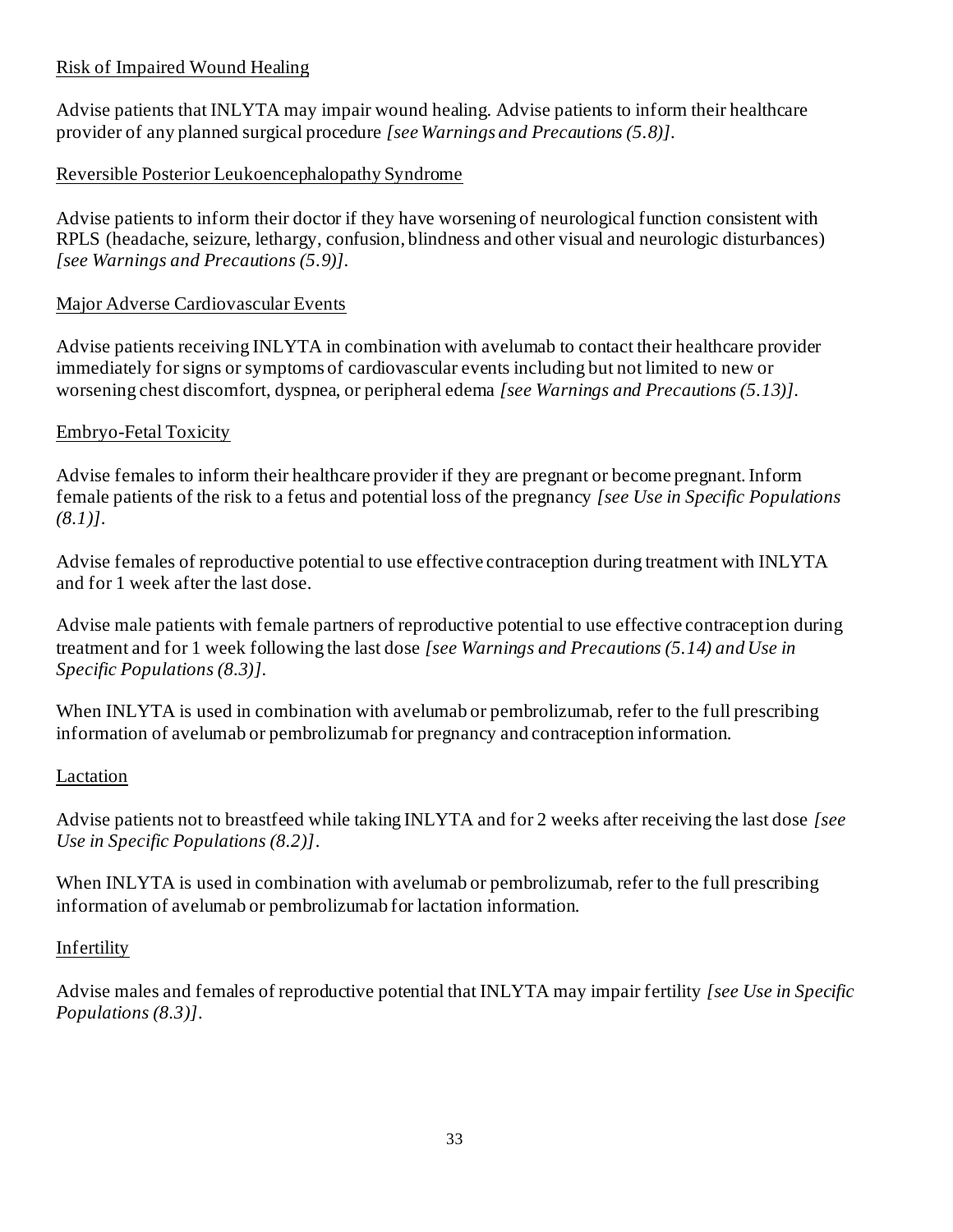Risk of Impaired Wound Healing

Advise patients that INLYTA may impair wound healing. Advise patients to inform their healthcare provider of any planned surgical procedure *[see Warnings and Precautions (5.8)]*.

Reversible Posterior Leukoencephalopathy Syndrome

Advise patients to inform their doctor if they have worsening of neurological function consistent with RPLS (headache, seizure, lethargy, confusion, blindness and other visual and neurologic disturbances) *[see Warnings and Precautions (5.9)]*.

Major Adverse Cardiovascular Events

Advise patients receiving INLYTA in combination with avelumab to contact their healthcare provider immediately for signs or symptoms of cardiovascular events including but not limited to new or worsening chest discomfort, dyspnea, or peripheral edema *[see Warnings and Precautions (5.13)]*.

Embryo-Fetal Toxicity

Advise females to inform their healthcare provider if they are pregnant or become pregnant. Inform female patients of the risk to a fetus and potential loss of the pregnancy *[see Use in Specific Populations (8.1)]*.

Advise females of reproductive potential to use effective contraception during treatment with INLYTA and for 1 week after the last dose.

Advise male patients with female partners of reproductive potential to use effective contraception during treatment and for 1 week following the last dose *[see Warnings and Precautions (5.14) and Use in Specific Populations (8.3)]*.

When INLYTA is used in combination with avelumab or pembrolizumab, refer to the full prescribing information of avelumab or pembrolizumab for pregnancy and contraception information.

Lactation

Advise patients not to breastfeed while taking INLYTA and for 2 weeks after receiving the last dose *[see Use in Specific Populations (8.2)]*.

When INLYTA is used in combination with avelumab or pembrolizumab, refer to the full prescribing information of avelumab or pembrolizumab for lactation information.

Infertility

Advise males and females of reproductive potential that INLYTA may impair fertility *[see Use in Specific Populations (8.3)]*.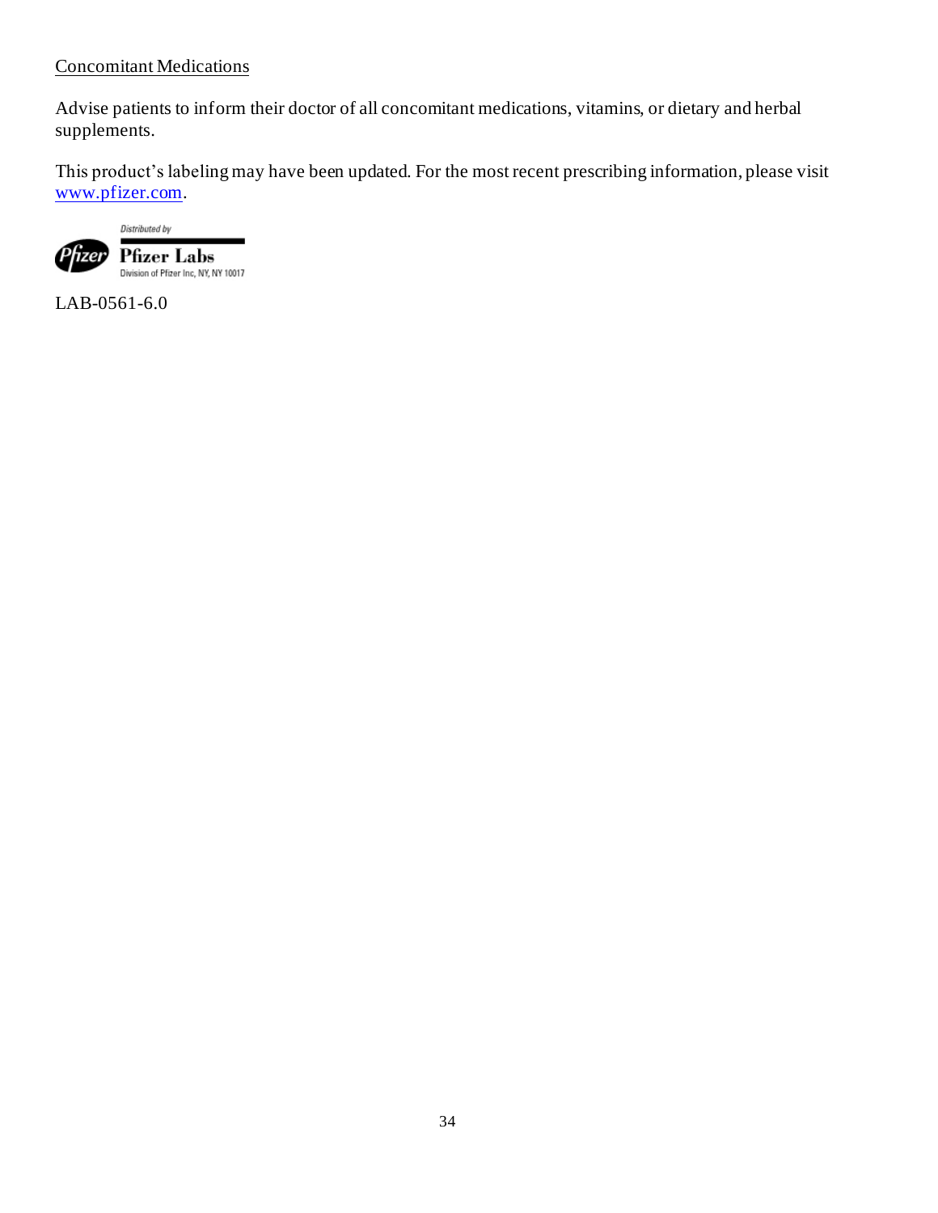Concomitant Medications

Advise patients to inform their doctor of all concomitant medications, vitamins, or dietary and herbal supplements.

This product's labeling may have been updated. For the most recent prescribing information, please visit [www.pfizer.com](http://www.pfizer.com).

Distributed by

Pfizer Labs

Division of Pfizer Inc, NY, NY 10017

LAB-0561-6.0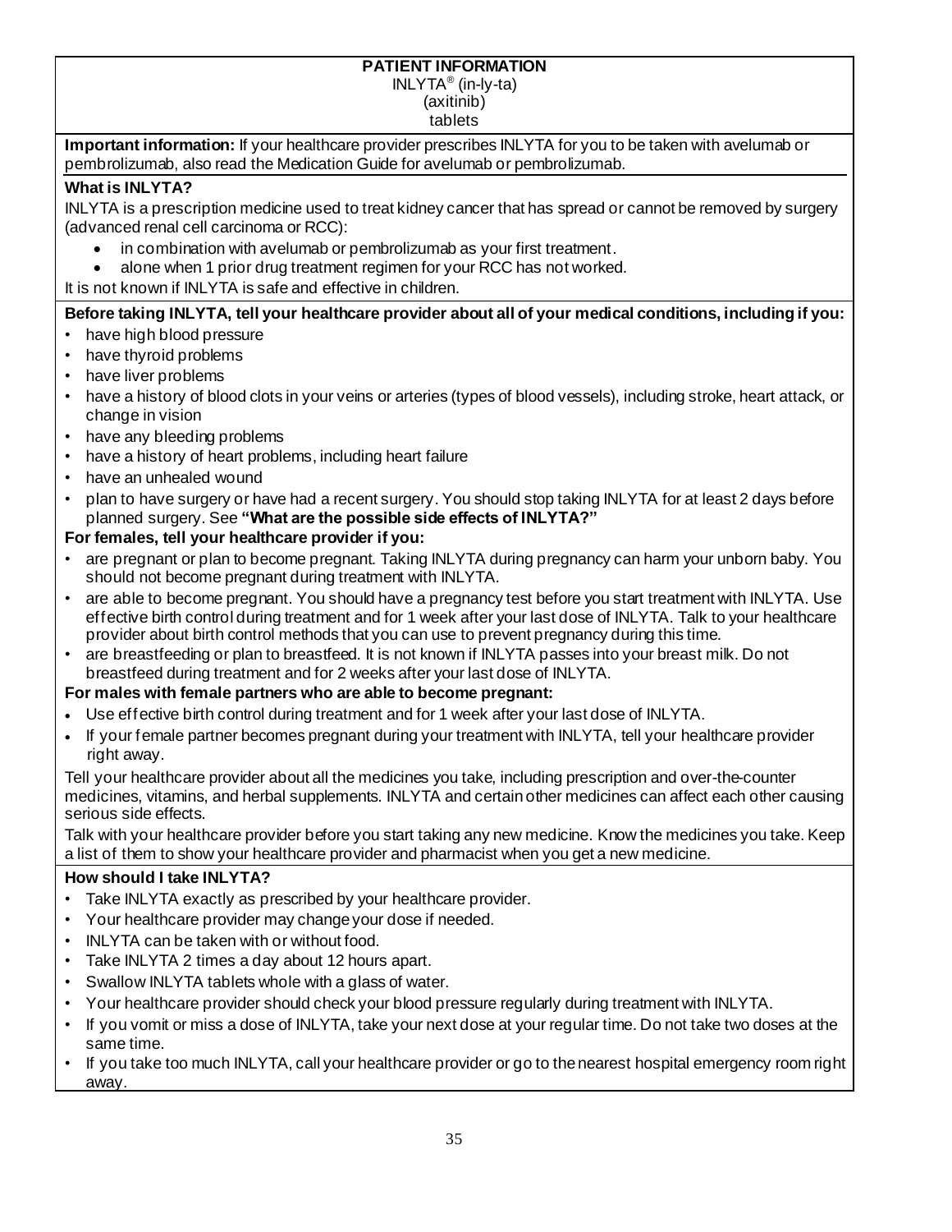**PATIENT INFORMATION**

INLYTA® (in-ly-ta)

(axitinib)

tablets

**Important information:** If your healthcare provider prescribes INLYTA for you to be taken with avelumab or pembrolizumab, also read the Medication Guide for avelumab or pembrolizumab.

**What is INLYTA?**

INLYTA is a prescription medicine used to treat kidney cancer that has spread or cannot be removed by surgery (advanced renal cell carcinoma or RCC):

- in combination with avelumab or pembrolizumab as your first treatment.
- alone when 1 prior drug treatment regimen for your RCC has not worked.

It is not known if INLYTA is safe and effective in children.

**Before taking INLYTA, tell your healthcare provider about all of your medical conditions, including if you:**

- have high blood pressure
- have thyroid problems
- have liver problems
- have a history of blood clots in your veins or arteries (types of blood vessels), including stroke, heart attack, or change in vision
- have any bleeding problems
- have a history of heart problems, including heart failure
- have an unhealed wound
- plan to have surgery or have had a recent surgery. You should stop taking INLYTA for at least 2 days before planned surgery. See **"What are the possible side effects of INLYTA?"**

**For females, tell your healthcare provider if you:**

- are pregnant or plan to become pregnant. Taking INLYTA during pregnancy can harm your unborn baby. You should not become pregnant during treatment with INLYTA.
- are able to become pregnant. You should have a pregnancy test before you start treatment with INLYTA. Use effective birth control during treatment and for 1 week after your last dose of INLYTA. Talk to your healthcare provider about birth control methods that you can use to prevent pregnancy during this time.
- are breastfeeding or plan to breastfeed. It is not known if INLYTA passes into your breast milk. Do not breastfeed during treatment and for 2 weeks after your last dose of INLYTA.

**For males with female partners who are able to become pregnant:**

- Use effective birth control during treatment and for 1 week after your last dose of INLYTA.
- If your female partner becomes pregnant during your treatment with INLYTA, tell your healthcare provider right away.

Tell your healthcare provider about all the medicines you take, including prescription and over-the-counter medicines, vitamins, and herbal supplements. INLYTA and certain other medicines can affect each other causing serious side effects.

Talk with your healthcare provider before you start taking any new medicine. Know the medicines you take. Keep a list of them to show your healthcare provider and pharmacist when you get a new medicine.

**How should I take INLYTA?**

- Take INLYTA exactly as prescribed by your healthcare provider.
- Your healthcare provider may change your dose if needed.
- INLYTA can be taken with or without food.
- Take INLYTA 2 times a day about 12 hours apart.
- Swallow INLYTA tablets whole with a glass of water.
- Your healthcare provider should check your blood pressure regularly during treatment with INLYTA.
- If you vomit or miss a dose of INLYTA, take your next dose at your regular time. Do not take two doses at the same time.
- If you take too much INLYTA, call your healthcare provider or go to the nearest hospital emergency room right away.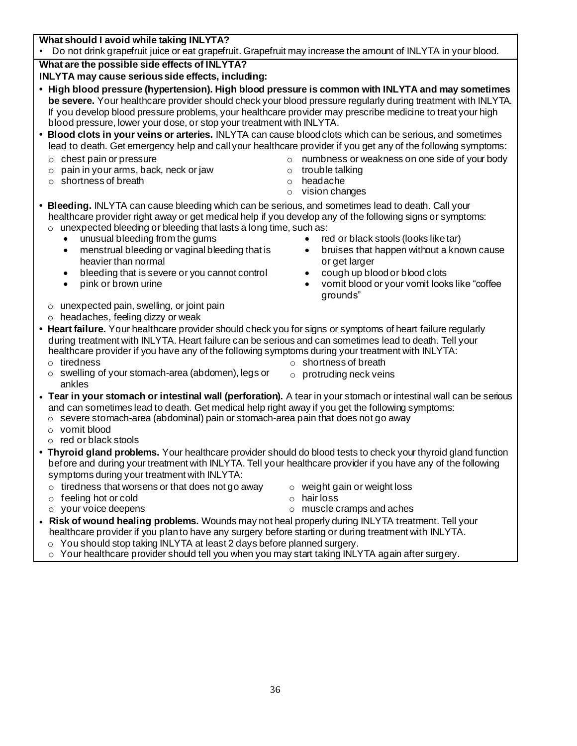**What should I avoid while taking INLYTA?**

- Do not drink grapefruit juice or eat grapefruit. Grapefruit may increase the amount of INLYTA in your blood.

**What are the possible side effects of INLYTA?**

**INLYTA may cause serious side effects, including:**

- **High blood pressure (hypertension). High blood pressure is common with INLYTA and may sometimes be severe.** Your healthcare provider should check your blood pressure regularly during treatment with INLYTA. If you develop blood pressure problems, your healthcare provider may prescribe medicine to treat your high blood pressure, lower your dose, or stop your treatment with INLYTA.
- **Blood clots in your veins or arteries.** INLYTA can cause blood clots which can be serious, and sometimes lead to death. Get emergency help and call your healthcare provider if you get any of the following symptoms:
  - chest pain or pressure
  - pain in your arms, back, neck or jaw
  - shortness of breath
  - numbness or weakness on one side of your body
  - trouble talking
  - headache
  - vision changes
- **Bleeding.** INLYTA can cause bleeding which can be serious, and sometimes lead to death. Call your healthcare provider right away or get medical help if you develop any of the following signs or symptoms:
  - unexpected bleeding or bleeding that lasts a long time, such as:
    - unusual bleeding from the gums
    - menstrual bleeding or vaginal bleeding that is heavier than normal
    - bleeding that is severe or you cannot control
    - pink or brown urine
    - red or black stools (looks like tar)
    - bruises that happen without a known cause or get larger
    - cough up blood or blood clots
    - vomit blood or your vomit looks like "coffee grounds"
  - unexpected pain, swelling, or joint pain
  - headaches, feeling dizzy or weak
- **Heart failure.** Your healthcare provider should check you for signs or symptoms of heart failure regularly during treatment with INLYTA. Heart failure can be serious and can sometimes lead to death. Tell your healthcare provider if you have any of the following symptoms during your treatment with INLYTA:
  - tiredness
  - swelling of your stomach-area (abdomen), legs or ankles
  - shortness of breath
  - protruding neck veins
- **Tear in your stomach or intestinal wall (perforation).** A tear in your stomach or intestinal wall can be serious and can sometimes lead to death. Get medical help right away if you get the following symptoms:
  - severe stomach-area (abdominal) pain or stomach-area pain that does not go away
  - vomit blood
  - red or black stools
- **Thyroid gland problems.** Your healthcare provider should do blood tests to check your thyroid gland function before and during your treatment with INLYTA. Tell your healthcare provider if you have any of the following symptoms during your treatment with INLYTA:
  - tiredness that worsens or that does not go away
  - feeling hot or cold
  - your voice deepens
  - weight gain or weight loss
  - hair loss
  - muscle cramps and aches
- **Risk of wound healing problems.** Wounds may not heal properly during INLYTA treatment. Tell your healthcare provider if you plan to have any surgery before starting or during treatment with INLYTA.
  - You should stop taking INLYTA at least 2 days before planned surgery.
  - Your healthcare provider should tell you when you may start taking INLYTA again after surgery.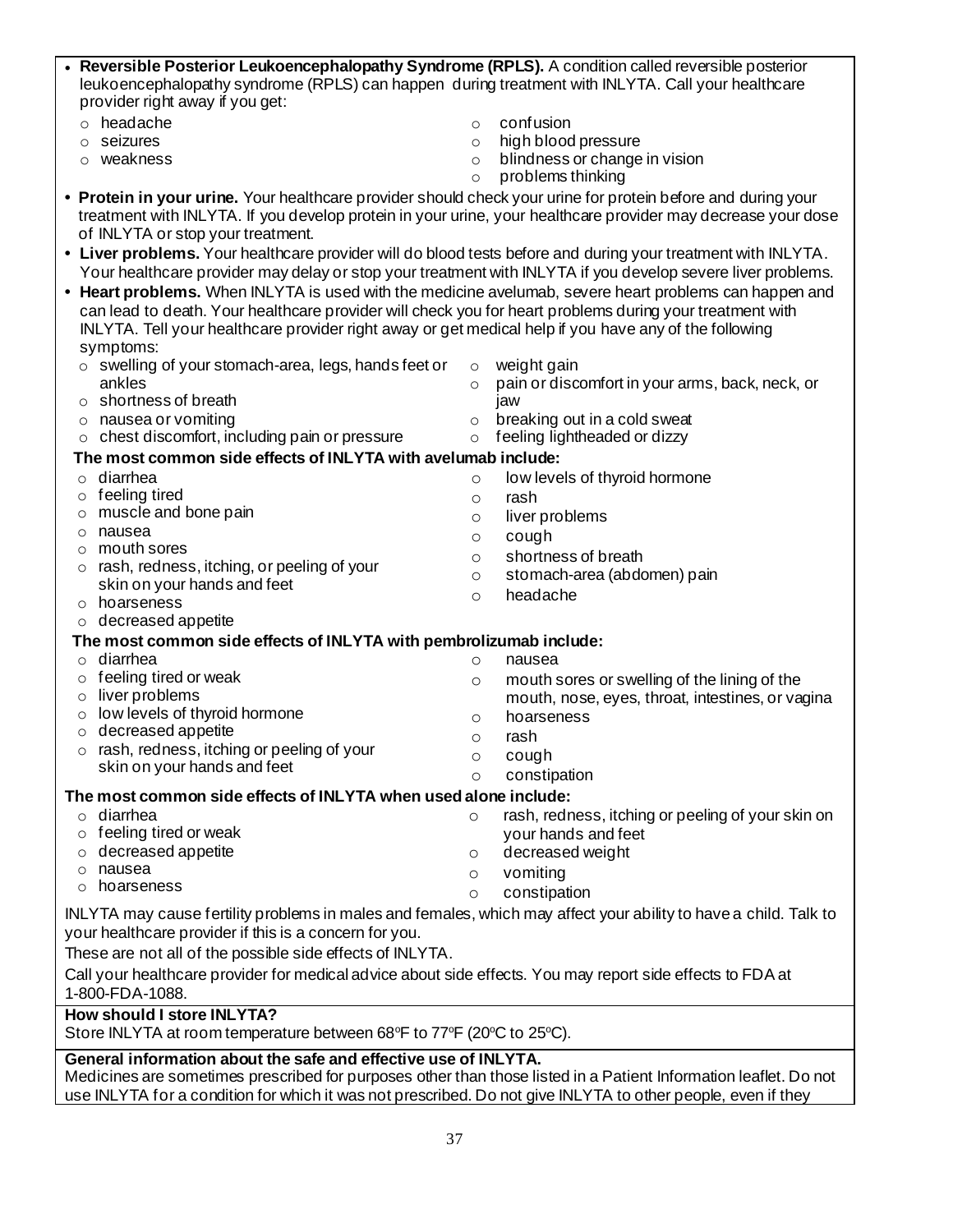- **Reversible Posterior Leukoencephalopathy Syndrome (RPLS).** A condition called reversible posterior leukoencephalopathy syndrome (RPLS) can happen during treatment with INLYTA. Call your healthcare provider right away if you get:
  - headache
  - seizures
  - weakness
  - confusion
  - high blood pressure
  - blindness or change in vision
  - problems thinking
- **Protein in your urine.** Your healthcare provider should check your urine for protein before and during your treatment with INLYTA. If you develop protein in your urine, your healthcare provider may decrease your dose of INLYTA or stop your treatment.
- **Liver problems.** Your healthcare provider will do blood tests before and during your treatment with INLYTA. Your healthcare provider may delay or stop your treatment with INLYTA if you develop severe liver problems.
- **Heart problems.** When INLYTA is used with the medicine avelumab, severe heart problems can happen and can lead to death. Your healthcare provider will check you for heart problems during your treatment with INLYTA. Tell your healthcare provider right away or get medical help if you have any of the following symptoms:
  - swelling of your stomach-area, legs, hands feet or ankles
  - shortness of breath
  - nausea or vomiting
  - chest discomfort, including pain or pressure
  - weight gain
  - pain or discomfort in your arms, back, neck, or jaw
  - breaking out in a cold sweat
  - feeling lightheaded or dizzy

**The most common side effects of INLYTA with avelumab include:**

- diarrhea
- feeling tired
- muscle and bone pain
- nausea
- mouth sores
- rash, redness, itching, or peeling of your skin on your hands and feet
- hoarseness
- decreased appetite
- low levels of thyroid hormone
- rash
- liver problems
- cough
- shortness of breath
- stomach-area (abdomen) pain
- headache

**The most common side effects of INLYTA with pembrolizumab include:**

- diarrhea
- feeling tired or weak
- liver problems
- low levels of thyroid hormone
- decreased appetite
- rash, redness, itching or peeling of your skin on your hands and feet
- nausea
- mouth sores or swelling of the lining of the mouth, nose, eyes, throat, intestines, or vagina
- hoarseness
- rash
- cough
- constipation

**The most common side effects of INLYTA when used alone include:**

- diarrhea
- feeling tired or weak
- decreased appetite
- nausea
- hoarseness
- rash, redness, itching or peeling of your skin on your hands and feet
- decreased weight
- vomiting
- constipation

INLYTA may cause fertility problems in males and females, which may affect your ability to have a child. Talk to your healthcare provider if this is a concern for you.

These are not all of the possible side effects of INLYTA.

Call your healthcare provider for medical advice about side effects. You may report side effects to FDA at 1-800-FDA-1088.

**How should I store INLYTA?**

Store INLYTA at room temperature between 68ºF to 77ºF (20ºC to 25ºC).

**General information about the safe and effective use of INLYTA.**

Medicines are sometimes prescribed for purposes other than those listed in a Patient Information leaflet. Do not use INLYTA for a condition for which it was not prescribed. Do not give INLYTA to other people, even if they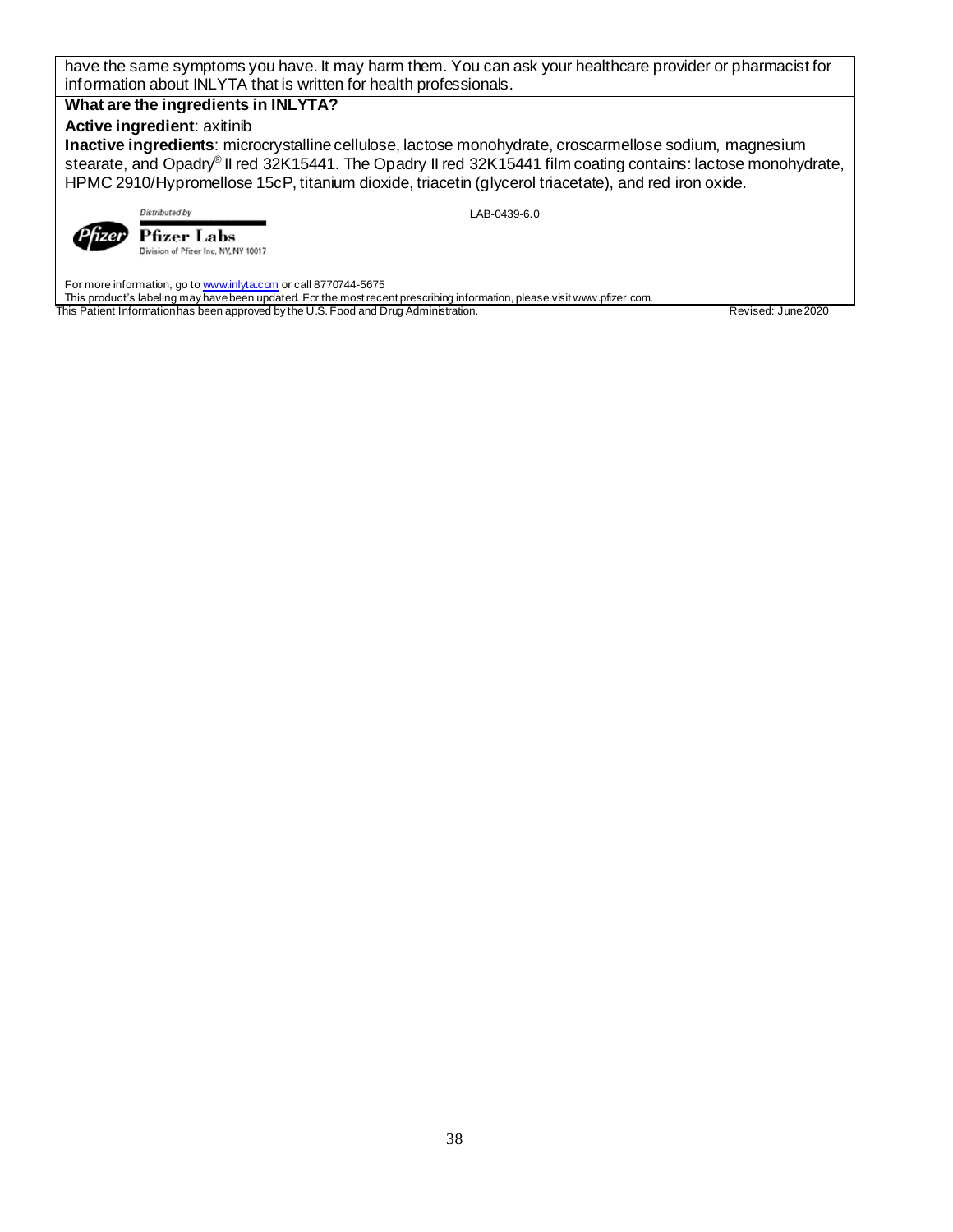have the same symptoms you have. It may harm them. You can ask your healthcare provider or pharmacist for information about INLYTA that is written for health professionals.

**What are the ingredients in INLYTA?**

**Active ingredient**: axitinib

**Inactive ingredients**: microcrystalline cellulose, lactose monohydrate, croscarmellose sodium, magnesium stearate, and Opadry® II red 32K15441. The Opadry II red 32K15441 film coating contains: lactose monohydrate, HPMC 2910/Hypromellose 15cP, titanium dioxide, triacetin (glycerol triacetate), and red iron oxide.

Distributed by

Pfizer Labs
Division of Pfizer Inc, NY, NY 10017

LAB-0439-6.0

For more information, go to www.inlyta.com or call 8770744-5675

This product's labeling may have been updated. For the most recent prescribing information, please visit www.pfizer.com.

This Patient Information has been approved by the U.S. Food and Drug Administration. Revised: June 2020